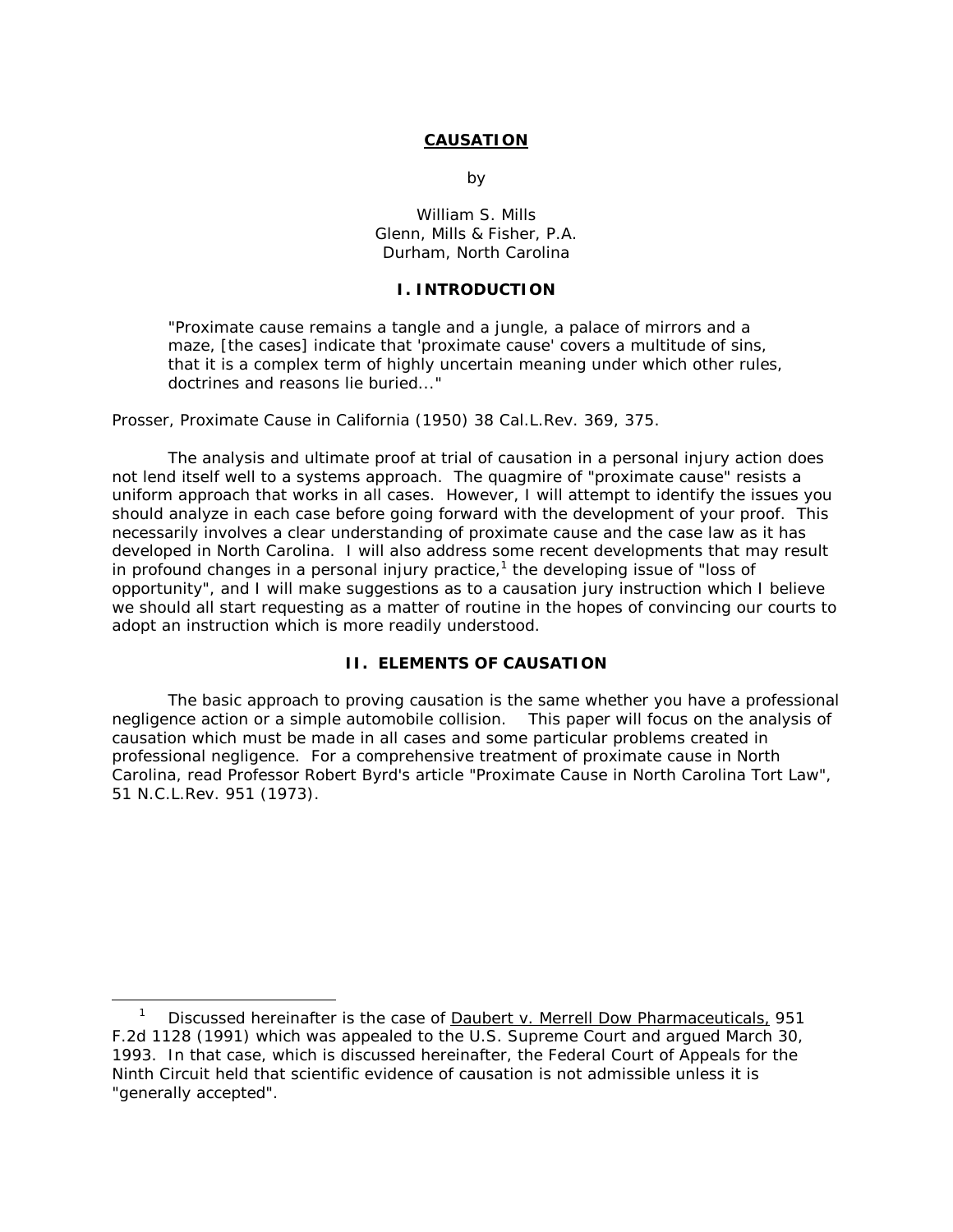# CAUSATION

by

William S. Mills
Glenn, Mills & Fisher, P.A.
Durham, North Carolina

## I. INTRODUCTION

> "Proximate cause remains a tangle and a jungle, a palace of mirrors and a maze, [the cases] indicate that 'proximate cause' covers a multitude of sins, that it is a complex term of highly uncertain meaning under which other rules, doctrines and reasons lie buried..."

Prosser, Proximate Cause in California (1950) 38 Cal.L.Rev. 369, 375.

The analysis and ultimate proof at trial of causation in a personal injury action does not lend itself well to a systems approach. The quagmire of "proximate cause" resists a uniform approach that works in all cases. However, I will attempt to identify the issues you should analyze in each case before going forward with the development of your proof. This necessarily involves a clear understanding of proximate cause and the case law as it has developed in North Carolina. I will also address some recent developments that may result in profound changes in a personal injury practice,[1] the developing issue of "loss of opportunity", and I will make suggestions as to a causation jury instruction which I believe we should all start requesting as a matter of routine in the hopes of convincing our courts to adopt an instruction which is more readily understood.

## II. ELEMENTS OF CAUSATION

The basic approach to proving causation is the same whether you have a professional negligence action or a simple automobile collision. This paper will focus on the analysis of causation which must be made in all cases and some particular problems created in professional negligence. For a comprehensive treatment of proximate cause in North Carolina, read Professor Robert Byrd's article "Proximate Cause in North Carolina Tort Law", 51 N.C.L.Rev. 951 (1973).

---

[1] Discussed hereinafter is the case of Daubert v. Merrell Dow Pharmaceuticals, 951 F.2d 1128 (1991) which was appealed to the U.S. Supreme Court and argued March 30, 1993. In that case, which is discussed hereinafter, the Federal Court of Appeals for the Ninth Circuit held that scientific evidence of causation is not admissible unless it is "generally accepted".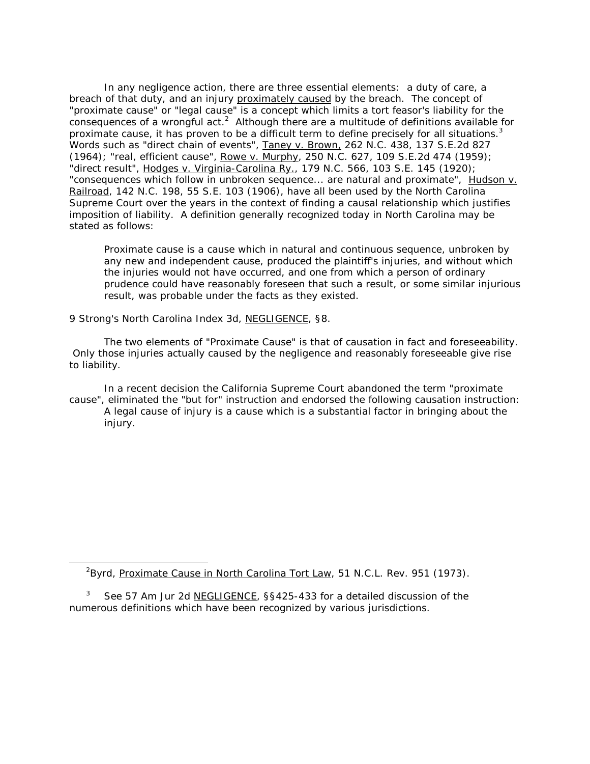In any negligence action, there are three essential elements: a duty of care, a breach of that duty, and an injury proximately caused by the breach. The concept of "proximate cause" or "legal cause" is a concept which limits a tort feasor's liability for the consequences of a wrongful act.[2] Although there are a multitude of definitions available for proximate cause, it has proven to be a difficult term to define precisely for all situations.[3] Words such as "direct chain of events", Taney v. Brown, 262 N.C. 438, 137 S.E.2d 827 (1964); "real, efficient cause", Rowe v. Murphy, 250 N.C. 627, 109 S.E.2d 474 (1959); "direct result", Hodges v. Virginia-Carolina Ry., 179 N.C. 566, 103 S.E. 145 (1920); "consequences which follow in unbroken sequence... are natural and proximate", Hudson v. Railroad, 142 N.C. 198, 55 S.E. 103 (1906), have all been used by the North Carolina Supreme Court over the years in the context of finding a causal relationship which justifies imposition of liability. A definition generally recognized today in North Carolina may be stated as follows:

> Proximate cause is a cause which in natural and continuous sequence, unbroken by any new and independent cause, produced the plaintiff's injuries, and without which the injuries would not have occurred, and one from which a person of ordinary prudence could have reasonably foreseen that such a result, or some similar injurious result, was probable under the facts as they existed.

9 Strong's North Carolina Index 3d, NEGLIGENCE, §8.

The two elements of "Proximate Cause" is that of causation in fact and foreseeability. Only those injuries actually caused by the negligence and reasonably foreseeable give rise to liability.

In a recent decision the California Supreme Court abandoned the term "proximate cause", eliminated the "but for" instruction and endorsed the following causation instruction:

> A legal cause of injury is a cause which is a substantial factor in bringing about the injury.

---

[2] Byrd, Proximate Cause in North Carolina Tort Law, 51 N.C.L. Rev. 951 (1973).

[3] See 57 Am Jur 2d NEGLIGENCE, §§425-433 for a detailed discussion of the numerous definitions which have been recognized by various jurisdictions.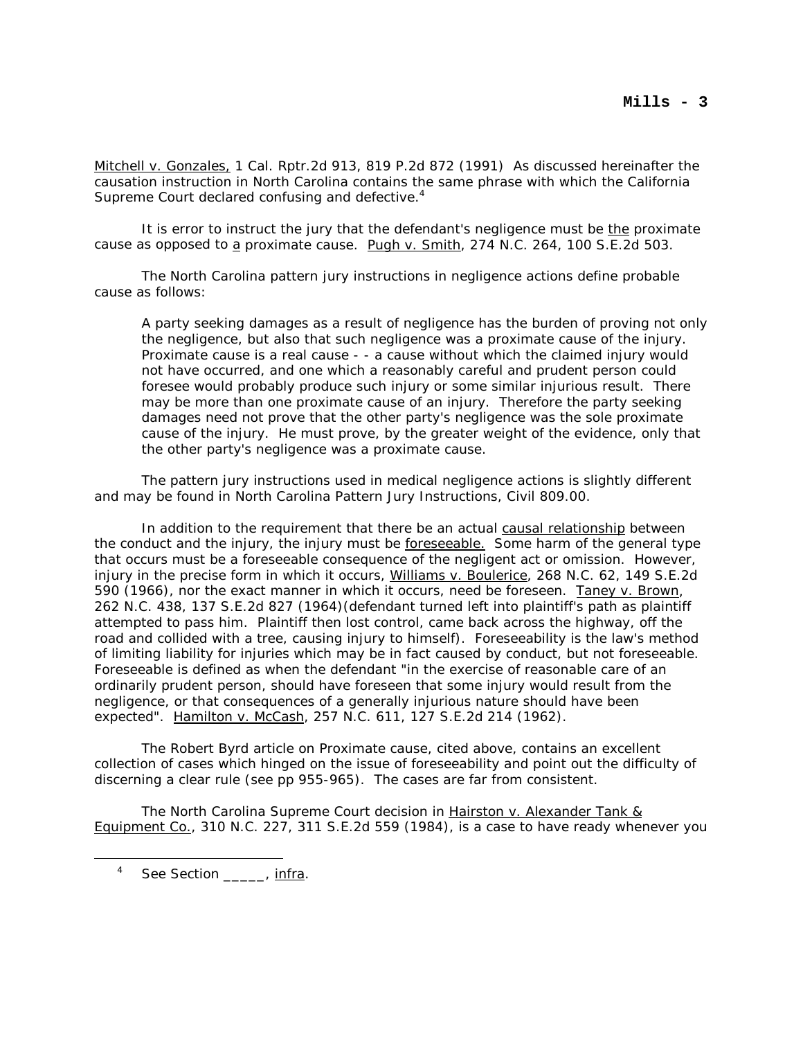Mitchell v. Gonzales, 1 Cal. Rptr.2d 913, 819 P.2d 872 (1991) As discussed hereinafter the causation instruction in North Carolina contains the same phrase with which the California Supreme Court declared confusing and defective.[4]

It is error to instruct the jury that the defendant's negligence must be the proximate cause as opposed to a proximate cause. Pugh v. Smith, 274 N.C. 264, 100 S.E.2d 503.

The North Carolina pattern jury instructions in negligence actions define probable cause as follows:

> A party seeking damages as a result of negligence has the burden of proving not only the negligence, but also that such negligence was a proximate cause of the injury. Proximate cause is a real cause - - a cause without which the claimed injury would not have occurred, and one which a reasonably careful and prudent person could foresee would probably produce such injury or some similar injurious result. There may be more than one proximate cause of an injury. Therefore the party seeking damages need not prove that the other party's negligence was the sole proximate cause of the injury. He must prove, by the greater weight of the evidence, only that the other party's negligence was a proximate cause.

The pattern jury instructions used in medical negligence actions is slightly different and may be found in North Carolina Pattern Jury Instructions, Civil 809.00.

In addition to the requirement that there be an actual causal relationship between the conduct and the injury, the injury must be foreseeable. Some harm of the general type that occurs must be a foreseeable consequence of the negligent act or omission. However, injury in the precise form in which it occurs, Williams v. Boulerice, 268 N.C. 62, 149 S.E.2d 590 (1966), nor the exact manner in which it occurs, need be foreseen. Taney v. Brown, 262 N.C. 438, 137 S.E.2d 827 (1964)(defendant turned left into plaintiff's path as plaintiff attempted to pass him. Plaintiff then lost control, came back across the highway, off the road and collided with a tree, causing injury to himself). Foreseeability is the law's method of limiting liability for injuries which may be in fact caused by conduct, but not foreseeable. Foreseeable is defined as when the defendant "in the exercise of reasonable care of an ordinarily prudent person, should have foreseen that some injury would result from the negligence, or that consequences of a generally injurious nature should have been expected". Hamilton v. McCash, 257 N.C. 611, 127 S.E.2d 214 (1962).

The Robert Byrd article on Proximate cause, cited above, contains an excellent collection of cases which hinged on the issue of foreseeability and point out the difficulty of discerning a clear rule (see pp 955-965). The cases are far from consistent.

The North Carolina Supreme Court decision in Hairston v. Alexander Tank & Equipment Co., 310 N.C. 227, 311 S.E.2d 559 (1984), is a case to have ready whenever you

[4] See Section _____, infra.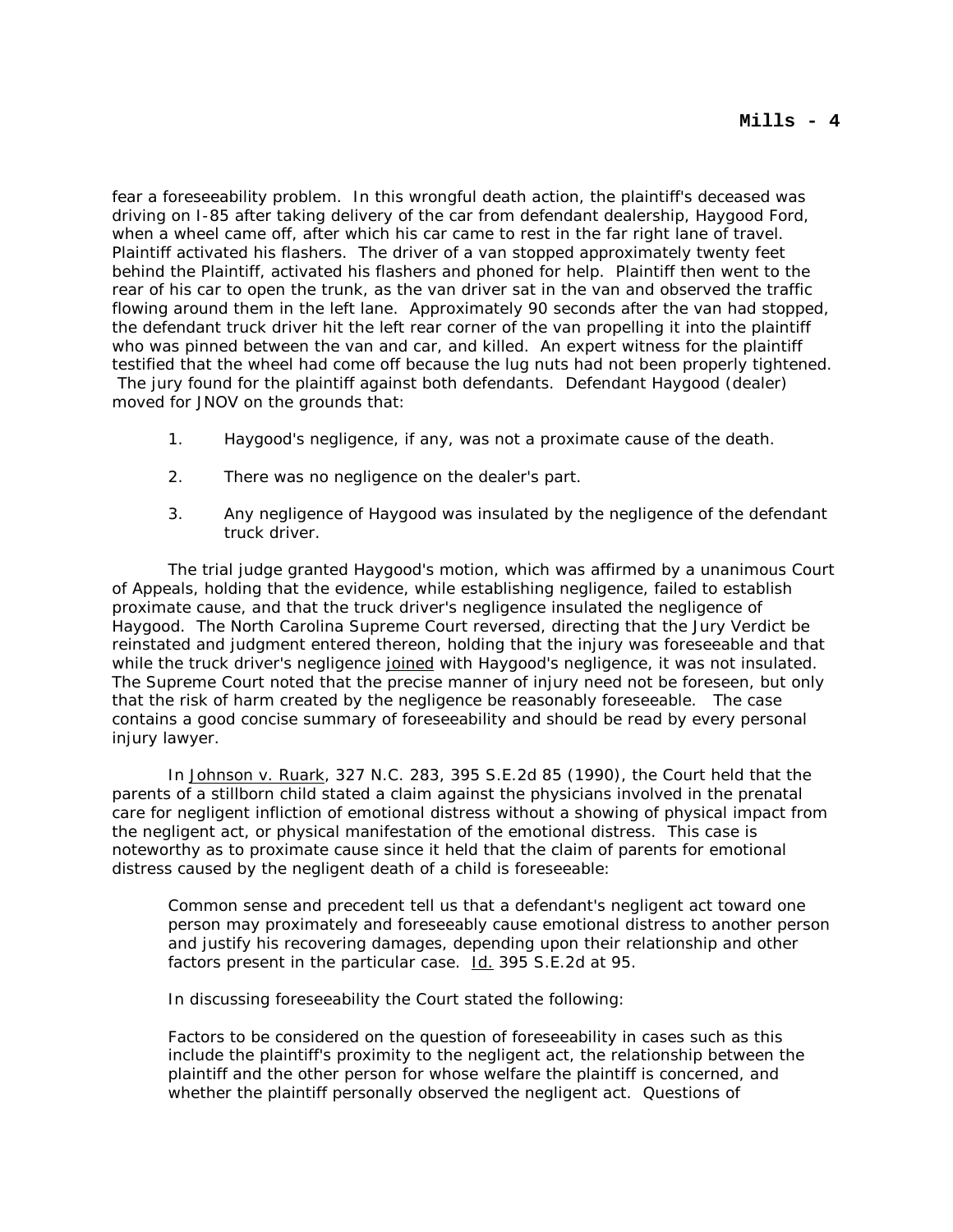fear a foreseeability problem. In this wrongful death action, the plaintiff's deceased was driving on I-85 after taking delivery of the car from defendant dealership, Haygood Ford, when a wheel came off, after which his car came to rest in the far right lane of travel. Plaintiff activated his flashers. The driver of a van stopped approximately twenty feet behind the Plaintiff, activated his flashers and phoned for help. Plaintiff then went to the rear of his car to open the trunk, as the van driver sat in the van and observed the traffic flowing around them in the left lane. Approximately 90 seconds after the van had stopped, the defendant truck driver hit the left rear corner of the van propelling it into the plaintiff who was pinned between the van and car, and killed. An expert witness for the plaintiff testified that the wheel had come off because the lug nuts had not been properly tightened. The jury found for the plaintiff against both defendants. Defendant Haygood (dealer) moved for JNOV on the grounds that:

1. Haygood's negligence, if any, was not a proximate cause of the death.

2. There was no negligence on the dealer's part.

3. Any negligence of Haygood was insulated by the negligence of the defendant truck driver.

The trial judge granted Haygood's motion, which was affirmed by a unanimous Court of Appeals, holding that the evidence, while establishing negligence, failed to establish proximate cause, and that the truck driver's negligence insulated the negligence of Haygood. The North Carolina Supreme Court reversed, directing that the Jury Verdict be reinstated and judgment entered thereon, holding that the injury was foreseeable and that while the truck driver's negligence joined with Haygood's negligence, it was not insulated. The Supreme Court noted that the precise manner of injury need not be foreseen, but only that the risk of harm created by the negligence be reasonably foreseeable. The case contains a good concise summary of foreseeability and should be read by every personal injury lawyer.

In Johnson v. Ruark, 327 N.C. 283, 395 S.E.2d 85 (1990), the Court held that the parents of a stillborn child stated a claim against the physicians involved in the prenatal care for negligent infliction of emotional distress without a showing of physical impact from the negligent act, or physical manifestation of the emotional distress. This case is noteworthy as to proximate cause since it held that the claim of parents for emotional distress caused by the negligent death of a child is foreseeable:

> Common sense and precedent tell us that a defendant's negligent act toward one person may proximately and foreseeably cause emotional distress to another person and justify his recovering damages, depending upon their relationship and other factors present in the particular case. Id. 395 S.E.2d at 95.

In discussing foreseeability the Court stated the following:

> Factors to be considered on the question of foreseeability in cases such as this include the plaintiff's proximity to the negligent act, the relationship between the plaintiff and the other person for whose welfare the plaintiff is concerned, and whether the plaintiff personally observed the negligent act. Questions of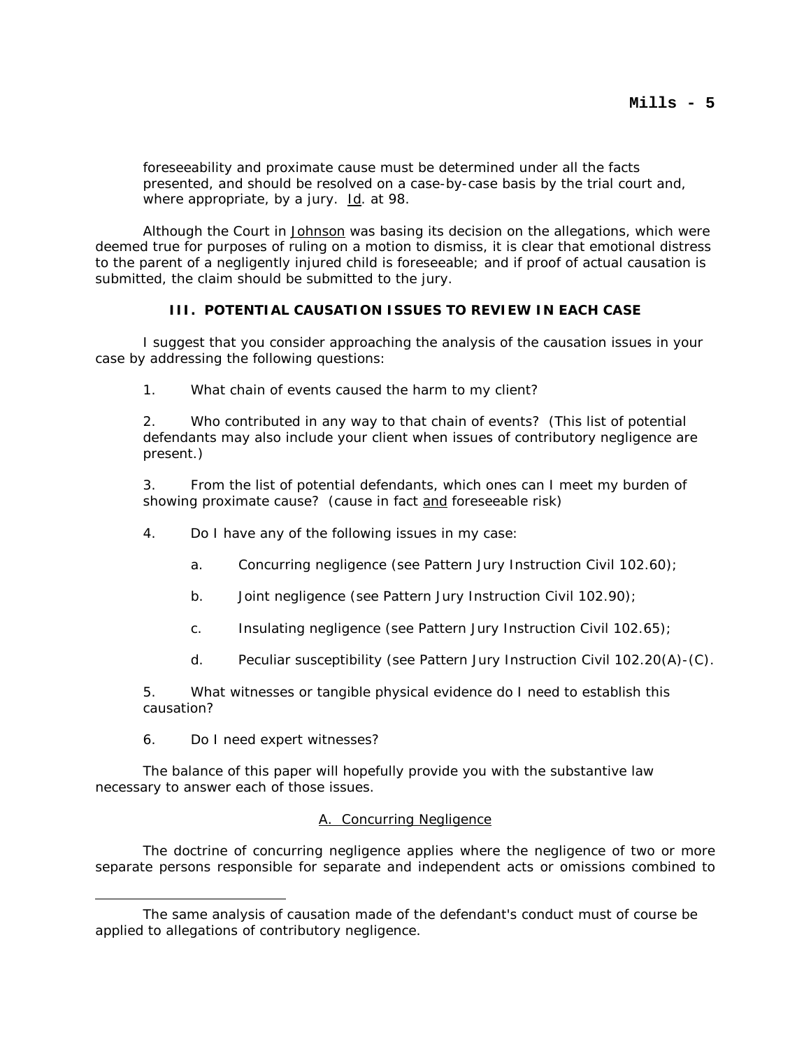foreseeability and proximate cause must be determined under all the facts presented, and should be resolved on a case-by-case basis by the trial court and, where appropriate, by a jury. Id. at 98.

Although the Court in Johnson was basing its decision on the allegations, which were deemed true for purposes of ruling on a motion to dismiss, it is clear that emotional distress to the parent of a negligently injured child is foreseeable; and if proof of actual causation is submitted, the claim should be submitted to the jury.

## III. POTENTIAL CAUSATION ISSUES TO REVIEW IN EACH CASE

I suggest that you consider approaching the analysis of the causation issues in your case by addressing the following questions:

1. What chain of events caused the harm to my client?

2. Who contributed in any way to that chain of events? (This list of potential defendants may also include your client when issues of contributory negligence are present.)

3. From the list of potential defendants, which ones can I meet my burden of showing proximate cause? (cause in fact and foreseeable risk)

4. Do I have any of the following issues in my case:

   a. Concurring negligence (see Pattern Jury Instruction Civil 102.60);

   b. Joint negligence (see Pattern Jury Instruction Civil 102.90);

   c. Insulating negligence (see Pattern Jury Instruction Civil 102.65);

   d. Peculiar susceptibility (see Pattern Jury Instruction Civil 102.20(A)-(C).

5. What witnesses or tangible physical evidence do I need to establish this causation?

6. Do I need expert witnesses?

The balance of this paper will hopefully provide you with the substantive law necessary to answer each of those issues.

### A. Concurring Negligence

The doctrine of concurring negligence applies where the negligence of two or more separate persons responsible for separate and independent acts or omissions combined to

---

The same analysis of causation made of the defendant's conduct must of course be applied to allegations of contributory negligence.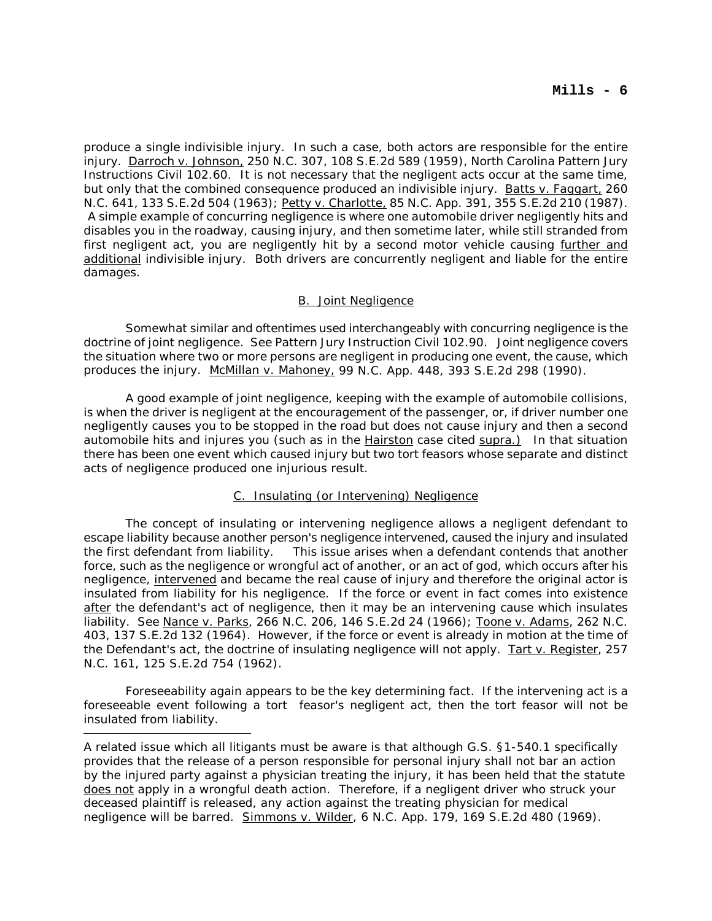produce a single indivisible injury. In such a case, both actors are responsible for the entire injury. Darroch v. Johnson, 250 N.C. 307, 108 S.E.2d 589 (1959), North Carolina Pattern Jury Instructions Civil 102.60. It is not necessary that the negligent acts occur at the same time, but only that the combined consequence produced an indivisible injury. Batts v. Faggart, 260 N.C. 641, 133 S.E.2d 504 (1963); Petty v. Charlotte, 85 N.C. App. 391, 355 S.E.2d 210 (1987). A simple example of concurring negligence is where one automobile driver negligently hits and disables you in the roadway, causing injury, and then sometime later, while still stranded from first negligent act, you are negligently hit by a second motor vehicle causing further and additional indivisible injury. Both drivers are concurrently negligent and liable for the entire damages.

### B. Joint Negligence

Somewhat similar and oftentimes used interchangeably with concurring negligence is the doctrine of joint negligence. See Pattern Jury Instruction Civil 102.90. Joint negligence covers the situation where two or more persons are negligent in producing one event, the cause, which produces the injury. McMillan v. Mahoney, 99 N.C. App. 448, 393 S.E.2d 298 (1990).

A good example of joint negligence, keeping with the example of automobile collisions, is when the driver is negligent at the encouragement of the passenger, or, if driver number one negligently causes you to be stopped in the road but does not cause injury and then a second automobile hits and injures you (such as in the Hairston case cited supra.) In that situation there has been one event which caused injury but two tort feasors whose separate and distinct acts of negligence produced one injurious result.

### C. Insulating (or Intervening) Negligence

The concept of insulating or intervening negligence allows a negligent defendant to escape liability because another person's negligence intervened, caused the injury and insulated the first defendant from liability. This issue arises when a defendant contends that another force, such as the negligence or wrongful act of another, or an act of god, which occurs after his negligence, intervened and became the real cause of injury and therefore the original actor is insulated from liability for his negligence. If the force or event in fact comes into existence after the defendant's act of negligence, then it may be an intervening cause which insulates liability. See Nance v. Parks, 266 N.C. 206, 146 S.E.2d 24 (1966); Toone v. Adams, 262 N.C. 403, 137 S.E.2d 132 (1964). However, if the force or event is already in motion at the time of the Defendant's act, the doctrine of insulating negligence will not apply. Tart v. Register, 257 N.C. 161, 125 S.E.2d 754 (1962).

Foreseeability again appears to be the key determining fact. If the intervening act is a foreseeable event following a tort feasor's negligent act, then the tort feasor will not be insulated from liability.

---

A related issue which all litigants must be aware is that although G.S. §1-540.1 specifically provides that the release of a person responsible for personal injury shall not bar an action by the injured party against a physician treating the injury, it has been held that the statute does not apply in a wrongful death action. Therefore, if a negligent driver who struck your deceased plaintiff is released, any action against the treating physician for medical negligence will be barred. Simmons v. Wilder, 6 N.C. App. 179, 169 S.E.2d 480 (1969).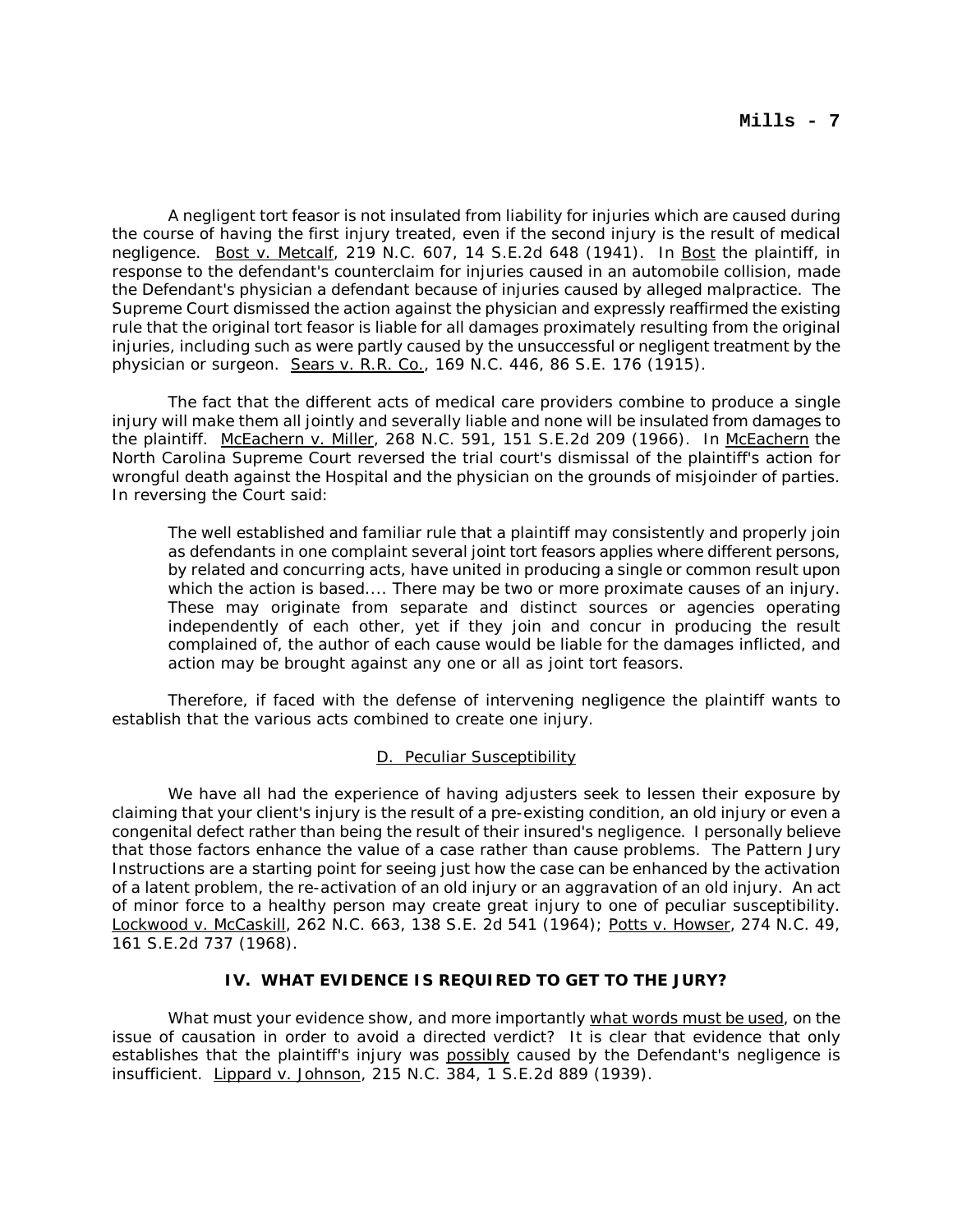A negligent tort feasor is not insulated from liability for injuries which are caused during the course of having the first injury treated, even if the second injury is the result of medical negligence. Bost v. Metcalf, 219 N.C. 607, 14 S.E.2d 648 (1941). In Bost the plaintiff, in response to the defendant's counterclaim for injuries caused in an automobile collision, made the Defendant's physician a defendant because of injuries caused by alleged malpractice. The Supreme Court dismissed the action against the physician and expressly reaffirmed the existing rule that the original tort feasor is liable for all damages proximately resulting from the original injuries, including such as were partly caused by the unsuccessful or negligent treatment by the physician or surgeon. Sears v. R.R. Co., 169 N.C. 446, 86 S.E. 176 (1915).

The fact that the different acts of medical care providers combine to produce a single injury will make them all jointly and severally liable and none will be insulated from damages to the plaintiff. McEachern v. Miller, 268 N.C. 591, 151 S.E.2d 209 (1966). In McEachern the North Carolina Supreme Court reversed the trial court's dismissal of the plaintiff's action for wrongful death against the Hospital and the physician on the grounds of misjoinder of parties. In reversing the Court said:

> The well established and familiar rule that a plaintiff may consistently and properly join as defendants in one complaint several joint tort feasors applies where different persons, by related and concurring acts, have united in producing a single or common result upon which the action is based.... There may be two or more proximate causes of an injury. These may originate from separate and distinct sources or agencies operating independently of each other, yet if they join and concur in producing the result complained of, the author of each cause would be liable for the damages inflicted, and action may be brought against any one or all as joint tort feasors.

Therefore, if faced with the defense of intervening negligence the plaintiff wants to establish that the various acts combined to create one injury.

### D. Peculiar Susceptibility

We have all had the experience of having adjusters seek to lessen their exposure by claiming that your client's injury is the result of a pre-existing condition, an old injury or even a congenital defect rather than being the result of their insured's negligence. I personally believe that those factors enhance the value of a case rather than cause problems. The Pattern Jury Instructions are a starting point for seeing just how the case can be enhanced by the activation of a latent problem, the re-activation of an old injury or an aggravation of an old injury. An act of minor force to a healthy person may create great injury to one of peculiar susceptibility. Lockwood v. McCaskill, 262 N.C. 663, 138 S.E. 2d 541 (1964); Potts v. Howser, 274 N.C. 49, 161 S.E.2d 737 (1968).

## IV. WHAT EVIDENCE IS REQUIRED TO GET TO THE JURY?

What must your evidence show, and more importantly what words must be used, on the issue of causation in order to avoid a directed verdict? It is clear that evidence that only establishes that the plaintiff's injury was possibly caused by the Defendant's negligence is insufficient. Lippard v. Johnson, 215 N.C. 384, 1 S.E.2d 889 (1939).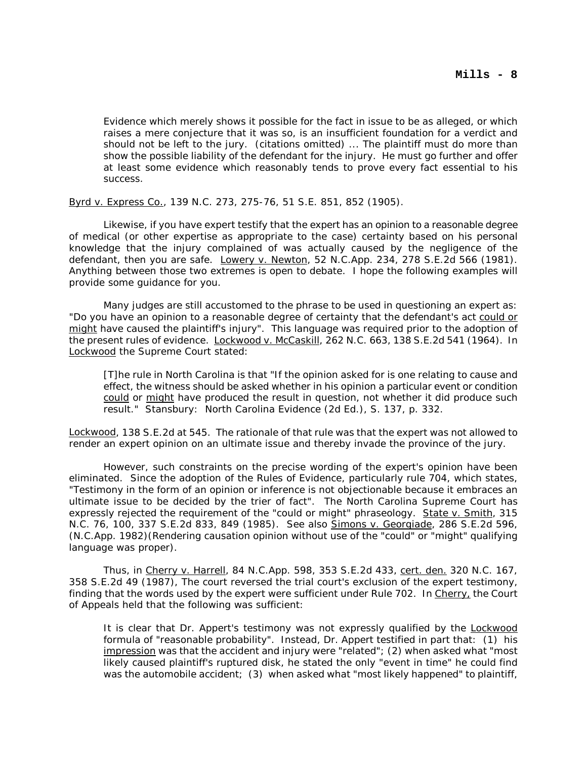> Evidence which merely shows it possible for the fact in issue to be as alleged, or which raises a mere conjecture that it was so, is an insufficient foundation for a verdict and should not be left to the jury. (citations omitted) ... The plaintiff must do more than show the possible liability of the defendant for the injury. He must go further and offer at least some evidence which reasonably tends to prove every fact essential to his success.

Byrd v. Express Co., 139 N.C. 273, 275-76, 51 S.E. 851, 852 (1905).

Likewise, if you have expert testify that the expert has an opinion to a reasonable degree of medical (or other expertise as appropriate to the case) certainty based on his personal knowledge that the injury complained of was actually caused by the negligence of the defendant, then you are safe. Lowery v. Newton, 52 N.C.App. 234, 278 S.E.2d 566 (1981). Anything between those two extremes is open to debate. I hope the following examples will provide some guidance for you.

Many judges are still accustomed to the phrase to be used in questioning an expert as: "Do you have an opinion to a reasonable degree of certainty that the defendant's act could or might have caused the plaintiff's injury". This language was required prior to the adoption of the present rules of evidence. Lockwood v. McCaskill, 262 N.C. 663, 138 S.E.2d 541 (1964). In Lockwood the Supreme Court stated:

> [T]he rule in North Carolina is that "If the opinion asked for is one relating to cause and effect, the witness should be asked whether in his opinion a particular event or condition could or might have produced the result in question, not whether it did produce such result." Stansbury: North Carolina Evidence (2d Ed.), S. 137, p. 332.

Lockwood, 138 S.E.2d at 545. The rationale of that rule was that the expert was not allowed to render an expert opinion on an ultimate issue and thereby invade the province of the jury.

However, such constraints on the precise wording of the expert's opinion have been eliminated. Since the adoption of the Rules of Evidence, particularly rule 704, which states, "Testimony in the form of an opinion or inference is not objectionable because it embraces an ultimate issue to be decided by the trier of fact". The North Carolina Supreme Court has expressly rejected the requirement of the "could or might" phraseology. State v. Smith, 315 N.C. 76, 100, 337 S.E.2d 833, 849 (1985). See also Simons v. Georgiade, 286 S.E.2d 596, (N.C.App. 1982)(Rendering causation opinion without use of the "could" or "might" qualifying language was proper).

Thus, in Cherry v. Harrell, 84 N.C.App. 598, 353 S.E.2d 433, cert. den. 320 N.C. 167, 358 S.E.2d 49 (1987), The court reversed the trial court's exclusion of the expert testimony, finding that the words used by the expert were sufficient under Rule 702. In Cherry, the Court of Appeals held that the following was sufficient:

> It is clear that Dr. Appert's testimony was not expressly qualified by the Lockwood formula of "reasonable probability". Instead, Dr. Appert testified in part that: (1) his impression was that the accident and injury were "related"; (2) when asked what "most likely caused plaintiff's ruptured disk, he stated the only "event in time" he could find was the automobile accident; (3) when asked what "most likely happened" to plaintiff,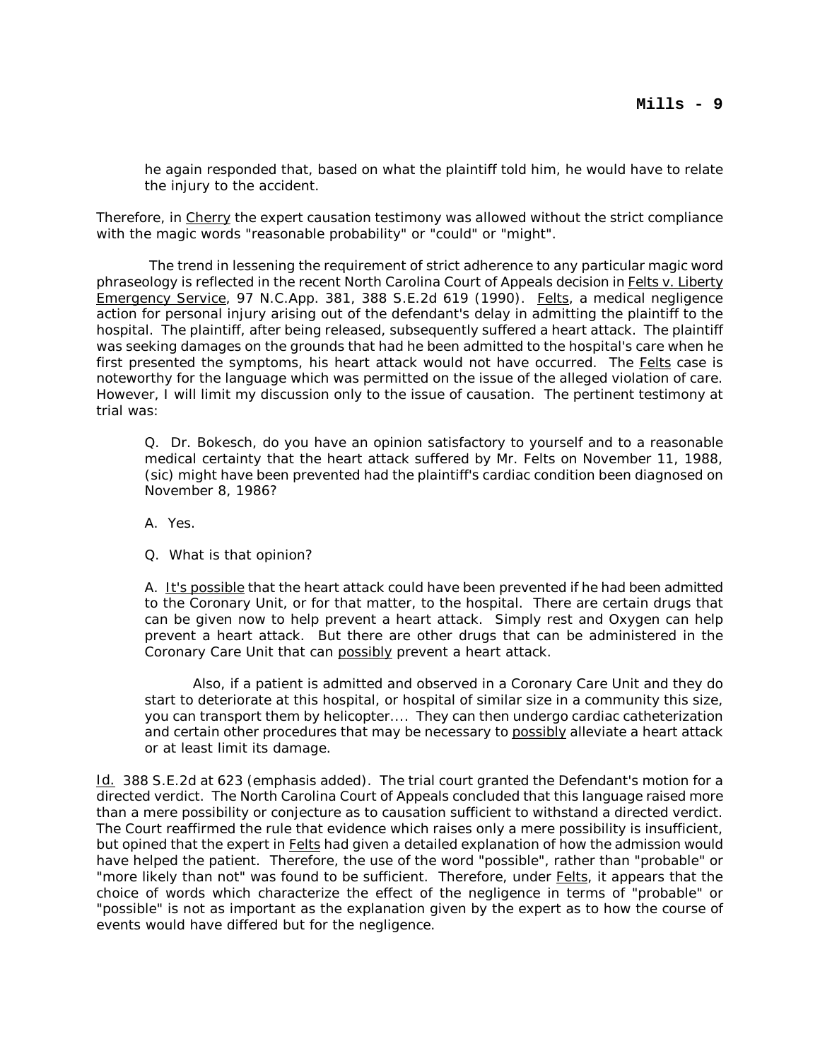he again responded that, based on what the plaintiff told him, he would have to relate the injury to the accident.

Therefore, in Cherry the expert causation testimony was allowed without the strict compliance with the magic words "reasonable probability" or "could" or "might".

The trend in lessening the requirement of strict adherence to any particular magic word phraseology is reflected in the recent North Carolina Court of Appeals decision in Felts v. Liberty Emergency Service, 97 N.C.App. 381, 388 S.E.2d 619 (1990). Felts, a medical negligence action for personal injury arising out of the defendant's delay in admitting the plaintiff to the hospital. The plaintiff, after being released, subsequently suffered a heart attack. The plaintiff was seeking damages on the grounds that had he been admitted to the hospital's care when he first presented the symptoms, his heart attack would not have occurred. The Felts case is noteworthy for the language which was permitted on the issue of the alleged violation of care. However, I will limit my discussion only to the issue of causation. The pertinent testimony at trial was:

> Q. Dr. Bokesch, do you have an opinion satisfactory to yourself and to a reasonable medical certainty that the heart attack suffered by Mr. Felts on November 11, 1988, (sic) might have been prevented had the plaintiff's cardiac condition been diagnosed on November 8, 1986?
>
> A. Yes.
>
> Q. What is that opinion?
>
> A. It's possible that the heart attack could have been prevented if he had been admitted to the Coronary Unit, or for that matter, to the hospital. There are certain drugs that can be given now to help prevent a heart attack. Simply rest and Oxygen can help prevent a heart attack. But there are other drugs that can be administered in the Coronary Care Unit that can possibly prevent a heart attack.
>
> Also, if a patient is admitted and observed in a Coronary Care Unit and they do start to deteriorate at this hospital, or hospital of similar size in a community this size, you can transport them by helicopter.... They can then undergo cardiac catheterization and certain other procedures that may be necessary to possibly alleviate a heart attack or at least limit its damage.

Id. 388 S.E.2d at 623 (emphasis added). The trial court granted the Defendant's motion for a directed verdict. The North Carolina Court of Appeals concluded that this language raised more than a mere possibility or conjecture as to causation sufficient to withstand a directed verdict. The Court reaffirmed the rule that evidence which raises only a mere possibility is insufficient, but opined that the expert in Felts had given a detailed explanation of how the admission would have helped the patient. Therefore, the use of the word "possible", rather than "probable" or "more likely than not" was found to be sufficient. Therefore, under Felts, it appears that the choice of words which characterize the effect of the negligence in terms of "probable" or "possible" is not as important as the explanation given by the expert as to how the course of events would have differed but for the negligence.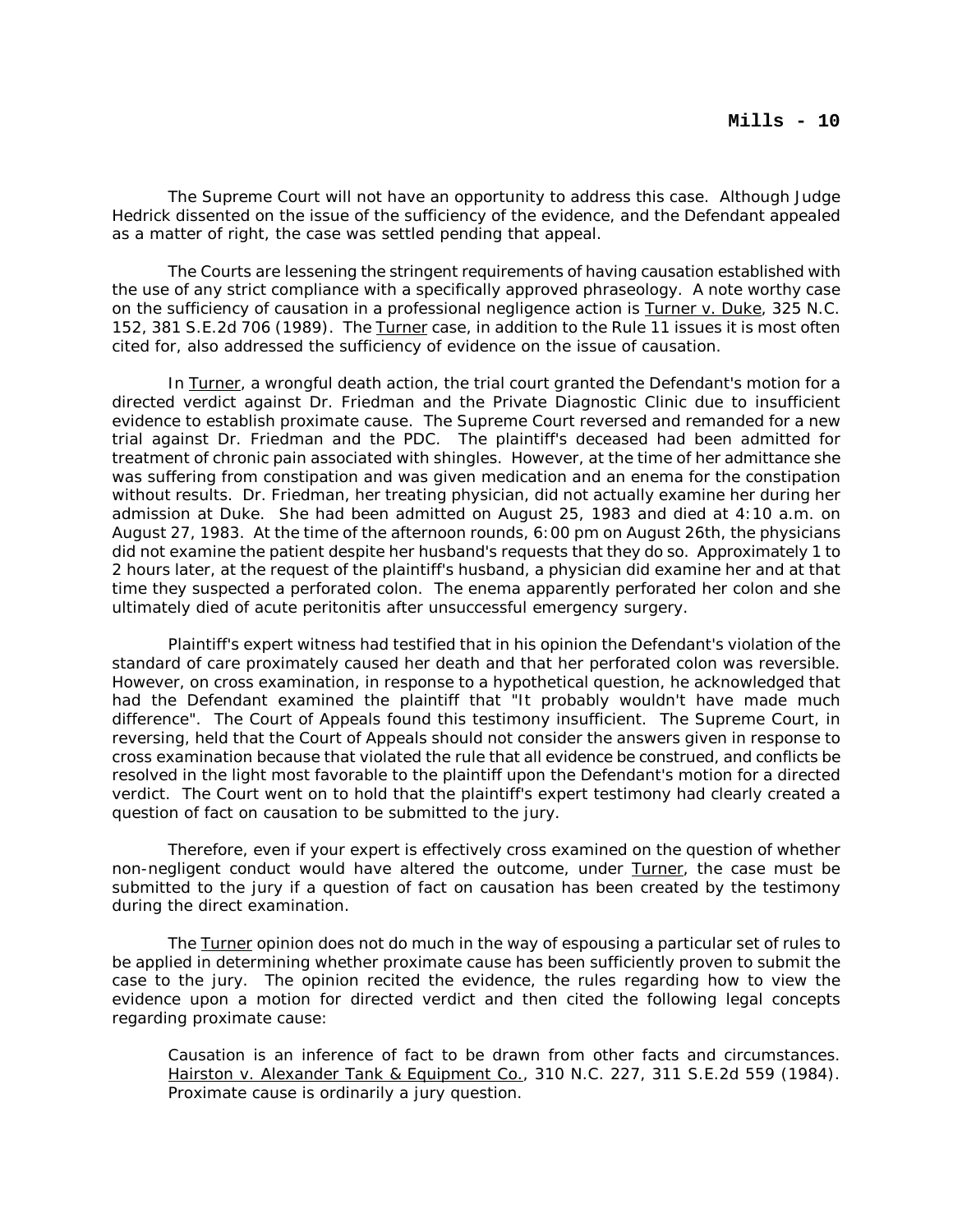The Supreme Court will not have an opportunity to address this case. Although Judge Hedrick dissented on the issue of the sufficiency of the evidence, and the Defendant appealed as a matter of right, the case was settled pending that appeal.

The Courts are lessening the stringent requirements of having causation established with the use of any strict compliance with a specifically approved phraseology. A note worthy case on the sufficiency of causation in a professional negligence action is Turner v. Duke, 325 N.C. 152, 381 S.E.2d 706 (1989). The Turner case, in addition to the Rule 11 issues it is most often cited for, also addressed the sufficiency of evidence on the issue of causation.

In Turner, a wrongful death action, the trial court granted the Defendant's motion for a directed verdict against Dr. Friedman and the Private Diagnostic Clinic due to insufficient evidence to establish proximate cause. The Supreme Court reversed and remanded for a new trial against Dr. Friedman and the PDC. The plaintiff's deceased had been admitted for treatment of chronic pain associated with shingles. However, at the time of her admittance she was suffering from constipation and was given medication and an enema for the constipation without results. Dr. Friedman, her treating physician, did not actually examine her during her admission at Duke. She had been admitted on August 25, 1983 and died at 4:10 a.m. on August 27, 1983. At the time of the afternoon rounds, 6:00 pm on August 26th, the physicians did not examine the patient despite her husband's requests that they do so. Approximately 1 to 2 hours later, at the request of the plaintiff's husband, a physician did examine her and at that time they suspected a perforated colon. The enema apparently perforated her colon and she ultimately died of acute peritonitis after unsuccessful emergency surgery.

Plaintiff's expert witness had testified that in his opinion the Defendant's violation of the standard of care proximately caused her death and that her perforated colon was reversible. However, on cross examination, in response to a hypothetical question, he acknowledged that had the Defendant examined the plaintiff that "It probably wouldn't have made much difference". The Court of Appeals found this testimony insufficient. The Supreme Court, in reversing, held that the Court of Appeals should not consider the answers given in response to cross examination because that violated the rule that all evidence be construed, and conflicts be resolved in the light most favorable to the plaintiff upon the Defendant's motion for a directed verdict. The Court went on to hold that the plaintiff's expert testimony had clearly created a question of fact on causation to be submitted to the jury.

Therefore, even if your expert is effectively cross examined on the question of whether non-negligent conduct would have altered the outcome, under Turner, the case must be submitted to the jury if a question of fact on causation has been created by the testimony during the direct examination.

The Turner opinion does not do much in the way of espousing a particular set of rules to be applied in determining whether proximate cause has been sufficiently proven to submit the case to the jury. The opinion recited the evidence, the rules regarding how to view the evidence upon a motion for directed verdict and then cited the following legal concepts regarding proximate cause:

> Causation is an inference of fact to be drawn from other facts and circumstances. Hairston v. Alexander Tank & Equipment Co., 310 N.C. 227, 311 S.E.2d 559 (1984). Proximate cause is ordinarily a jury question.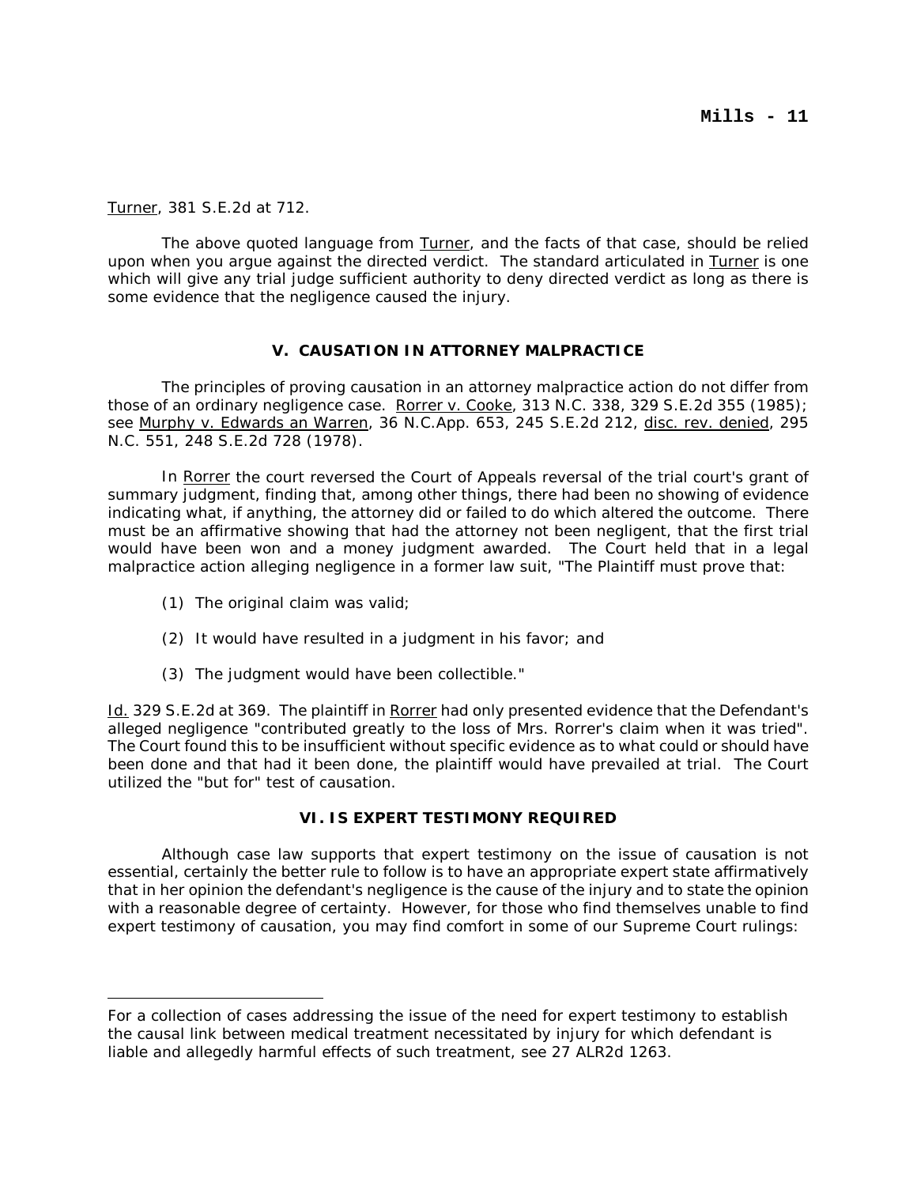Turner, 381 S.E.2d at 712.

The above quoted language from Turner, and the facts of that case, should be relied upon when you argue against the directed verdict. The standard articulated in Turner is one which will give any trial judge sufficient authority to deny directed verdict as long as there is some evidence that the negligence caused the injury.

## V. CAUSATION IN ATTORNEY MALPRACTICE

The principles of proving causation in an attorney malpractice action do not differ from those of an ordinary negligence case. Rorrer v. Cooke, 313 N.C. 338, 329 S.E.2d 355 (1985); see Murphy v. Edwards an Warren, 36 N.C.App. 653, 245 S.E.2d 212, disc. rev. denied, 295 N.C. 551, 248 S.E.2d 728 (1978).

In Rorrer the court reversed the Court of Appeals reversal of the trial court's grant of summary judgment, finding that, among other things, there had been no showing of evidence indicating what, if anything, the attorney did or failed to do which altered the outcome. There must be an affirmative showing that had the attorney not been negligent, that the first trial would have been won and a money judgment awarded. The Court held that in a legal malpractice action alleging negligence in a former law suit, "The Plaintiff must prove that:

(1) The original claim was valid;

(2) It would have resulted in a judgment in his favor; and

(3) The judgment would have been collectible."

Id. 329 S.E.2d at 369. The plaintiff in Rorrer had only presented evidence that the Defendant's alleged negligence "contributed greatly to the loss of Mrs. Rorrer's claim when it was tried". The Court found this to be insufficient without specific evidence as to what could or should have been done and that had it been done, the plaintiff would have prevailed at trial. The Court utilized the "but for" test of causation.

## VI. IS EXPERT TESTIMONY REQUIRED

Although case law supports that expert testimony on the issue of causation is not essential, certainly the better rule to follow is to have an appropriate expert state affirmatively that in her opinion the defendant's negligence is the cause of the injury and to state the opinion with a reasonable degree of certainty. However, for those who find themselves unable to find expert testimony of causation, you may find comfort in some of our Supreme Court rulings:

---

For a collection of cases addressing the issue of the need for expert testimony to establish the causal link between medical treatment necessitated by injury for which defendant is liable and allegedly harmful effects of such treatment, see 27 ALR2d 1263.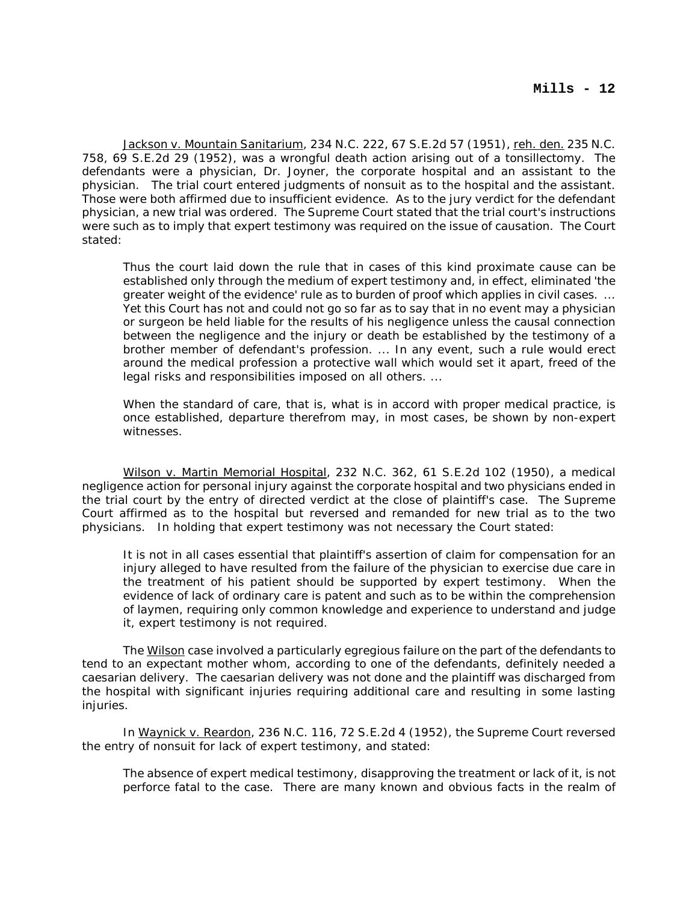Jackson v. Mountain Sanitarium, 234 N.C. 222, 67 S.E.2d 57 (1951), reh. den. 235 N.C. 758, 69 S.E.2d 29 (1952), was a wrongful death action arising out of a tonsillectomy. The defendants were a physician, Dr. Joyner, the corporate hospital and an assistant to the physician. The trial court entered judgments of nonsuit as to the hospital and the assistant. Those were both affirmed due to insufficient evidence. As to the jury verdict for the defendant physician, a new trial was ordered. The Supreme Court stated that the trial court's instructions were such as to imply that expert testimony was required on the issue of causation. The Court stated:

> Thus the court laid down the rule that in cases of this kind proximate cause can be established only through the medium of expert testimony and, in effect, eliminated 'the greater weight of the evidence' rule as to burden of proof which applies in civil cases. ... Yet this Court has not and could not go so far as to say that in no event may a physician or surgeon be held liable for the results of his negligence unless the causal connection between the negligence and the injury or death be established by the testimony of a brother member of defendant's profession. ... In any event, such a rule would erect around the medical profession a protective wall which would set it apart, freed of the legal risks and responsibilities imposed on all others. ...
>
> When the standard of care, that is, what is in accord with proper medical practice, is once established, departure therefrom may, in most cases, be shown by non-expert witnesses.

Wilson v. Martin Memorial Hospital, 232 N.C. 362, 61 S.E.2d 102 (1950), a medical negligence action for personal injury against the corporate hospital and two physicians ended in the trial court by the entry of directed verdict at the close of plaintiff's case. The Supreme Court affirmed as to the hospital but reversed and remanded for new trial as to the two physicians. In holding that expert testimony was not necessary the Court stated:

> It is not in all cases essential that plaintiff's assertion of claim for compensation for an injury alleged to have resulted from the failure of the physician to exercise due care in the treatment of his patient should be supported by expert testimony. When the evidence of lack of ordinary care is patent and such as to be within the comprehension of laymen, requiring only common knowledge and experience to understand and judge it, expert testimony is not required.

The Wilson case involved a particularly egregious failure on the part of the defendants to tend to an expectant mother whom, according to one of the defendants, definitely needed a caesarian delivery. The caesarian delivery was not done and the plaintiff was discharged from the hospital with significant injuries requiring additional care and resulting in some lasting injuries.

In Waynick v. Reardon, 236 N.C. 116, 72 S.E.2d 4 (1952), the Supreme Court reversed the entry of nonsuit for lack of expert testimony, and stated:

> The absence of expert medical testimony, disapproving the treatment or lack of it, is not perforce fatal to the case. There are many known and obvious facts in the realm of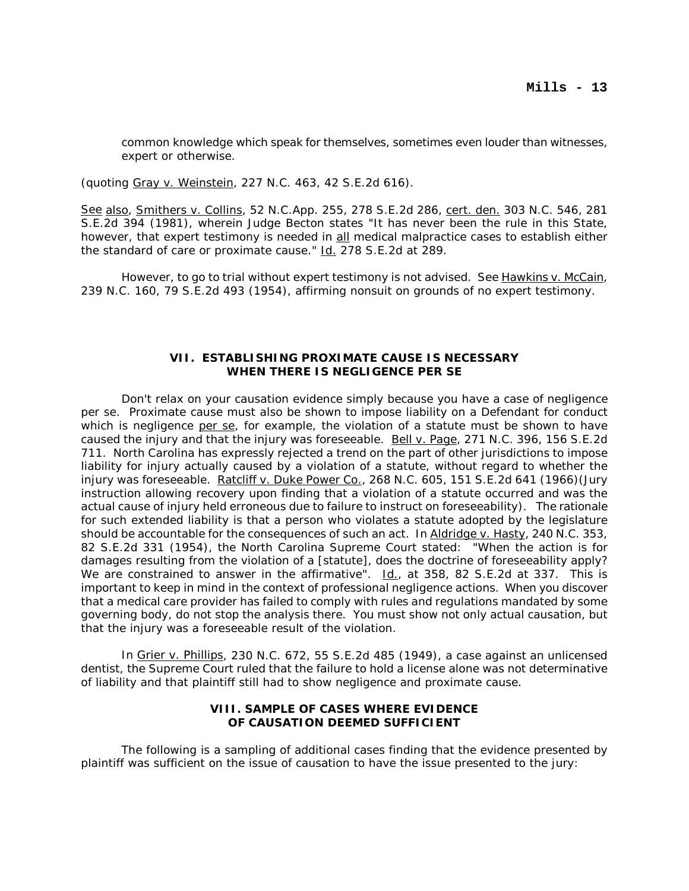> common knowledge which speak for themselves, sometimes even louder than witnesses, expert or otherwise.

(quoting Gray v. Weinstein, 227 N.C. 463, 42 S.E.2d 616).

See also, Smithers v. Collins, 52 N.C.App. 255, 278 S.E.2d 286, cert. den. 303 N.C. 546, 281 S.E.2d 394 (1981), wherein Judge Becton states "It has never been the rule in this State, however, that expert testimony is needed in all medical malpractice cases to establish either the standard of care or proximate cause." Id. 278 S.E.2d at 289.

However, to go to trial without expert testimony is not advised. See Hawkins v. McCain, 239 N.C. 160, 79 S.E.2d 493 (1954), affirming nonsuit on grounds of no expert testimony.

## VII. ESTABLISHING PROXIMATE CAUSE IS NECESSARY WHEN THERE IS NEGLIGENCE PER SE

Don't relax on your causation evidence simply because you have a case of negligence per se. Proximate cause must also be shown to impose liability on a Defendant for conduct which is negligence per se, for example, the violation of a statute must be shown to have caused the injury and that the injury was foreseeable. Bell v. Page, 271 N.C. 396, 156 S.E.2d 711. North Carolina has expressly rejected a trend on the part of other jurisdictions to impose liability for injury actually caused by a violation of a statute, without regard to whether the injury was foreseeable. Ratcliff v. Duke Power Co., 268 N.C. 605, 151 S.E.2d 641 (1966)(Jury instruction allowing recovery upon finding that a violation of a statute occurred and was the actual cause of injury held erroneous due to failure to instruct on foreseeability). The rationale for such extended liability is that a person who violates a statute adopted by the legislature should be accountable for the consequences of such an act. In Aldridge v. Hasty, 240 N.C. 353, 82 S.E.2d 331 (1954), the North Carolina Supreme Court stated: "When the action is for damages resulting from the violation of a [statute], does the doctrine of foreseeability apply? We are constrained to answer in the affirmative". Id., at 358, 82 S.E.2d at 337. This is important to keep in mind in the context of professional negligence actions. When you discover that a medical care provider has failed to comply with rules and regulations mandated by some governing body, do not stop the analysis there. You must show not only actual causation, but that the injury was a foreseeable result of the violation.

In Grier v. Phillips, 230 N.C. 672, 55 S.E.2d 485 (1949), a case against an unlicensed dentist, the Supreme Court ruled that the failure to hold a license alone was not determinative of liability and that plaintiff still had to show negligence and proximate cause.

## VIII. SAMPLE OF CASES WHERE EVIDENCE OF CAUSATION DEEMED SUFFICIENT

The following is a sampling of additional cases finding that the evidence presented by plaintiff was sufficient on the issue of causation to have the issue presented to the jury: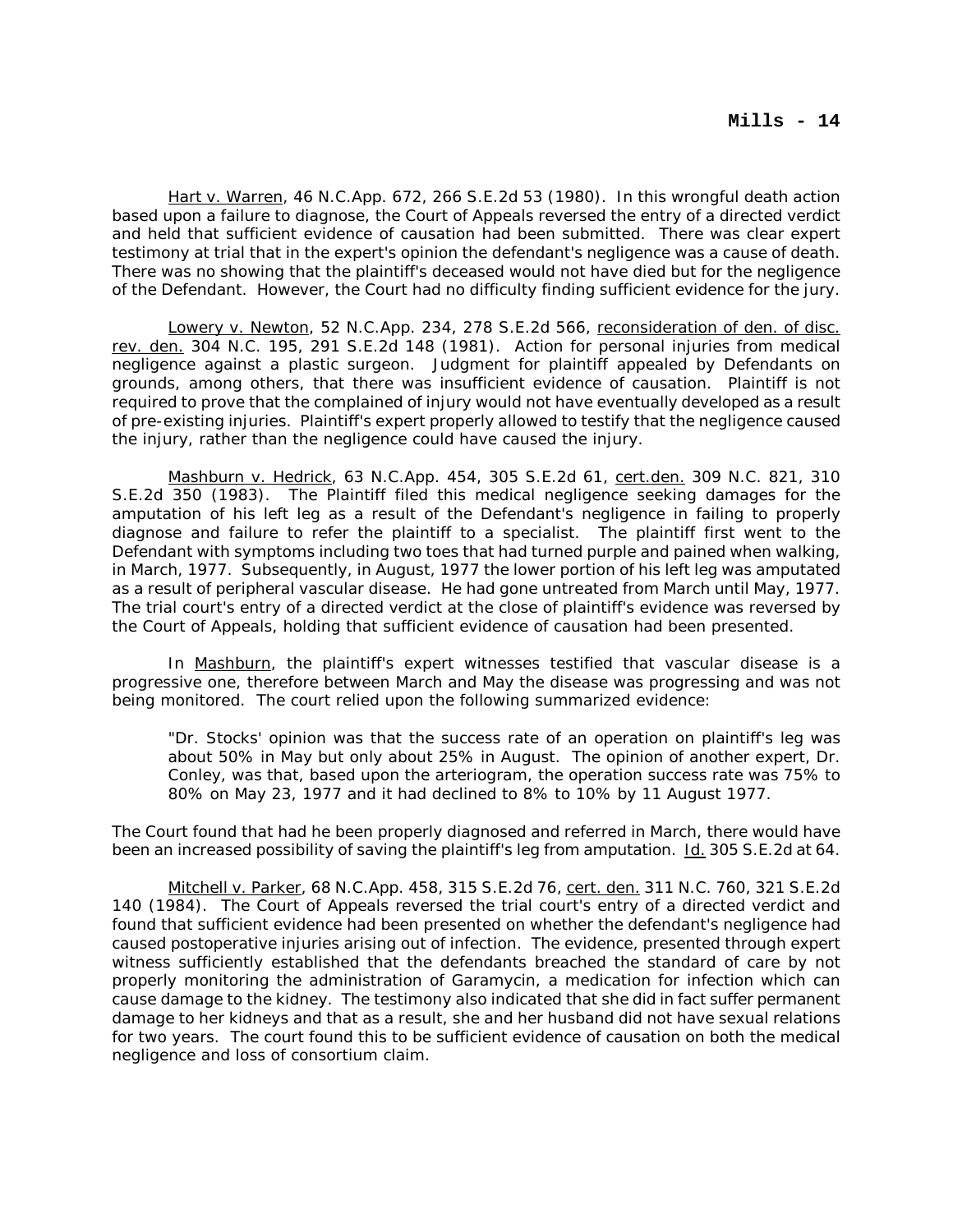Hart v. Warren, 46 N.C.App. 672, 266 S.E.2d 53 (1980). In this wrongful death action based upon a failure to diagnose, the Court of Appeals reversed the entry of a directed verdict and held that sufficient evidence of causation had been submitted. There was clear expert testimony at trial that in the expert's opinion the defendant's negligence was a cause of death. There was no showing that the plaintiff's deceased would not have died but for the negligence of the Defendant. However, the Court had no difficulty finding sufficient evidence for the jury.

Lowery v. Newton, 52 N.C.App. 234, 278 S.E.2d 566, reconsideration of den. of disc. rev. den. 304 N.C. 195, 291 S.E.2d 148 (1981). Action for personal injuries from medical negligence against a plastic surgeon. Judgment for plaintiff appealed by Defendants on grounds, among others, that there was insufficient evidence of causation. Plaintiff is not required to prove that the complained of injury would not have eventually developed as a result of pre-existing injuries. Plaintiff's expert properly allowed to testify that the negligence caused the injury, rather than the negligence could have caused the injury.

Mashburn v. Hedrick, 63 N.C.App. 454, 305 S.E.2d 61, cert.den. 309 N.C. 821, 310 S.E.2d 350 (1983). The Plaintiff filed this medical negligence seeking damages for the amputation of his left leg as a result of the Defendant's negligence in failing to properly diagnose and failure to refer the plaintiff to a specialist. The plaintiff first went to the Defendant with symptoms including two toes that had turned purple and pained when walking, in March, 1977. Subsequently, in August, 1977 the lower portion of his left leg was amputated as a result of peripheral vascular disease. He had gone untreated from March until May, 1977. The trial court's entry of a directed verdict at the close of plaintiff's evidence was reversed by the Court of Appeals, holding that sufficient evidence of causation had been presented.

In Mashburn, the plaintiff's expert witnesses testified that vascular disease is a progressive one, therefore between March and May the disease was progressing and was not being monitored. The court relied upon the following summarized evidence:

> "Dr. Stocks' opinion was that the success rate of an operation on plaintiff's leg was about 50% in May but only about 25% in August. The opinion of another expert, Dr. Conley, was that, based upon the arteriogram, the operation success rate was 75% to 80% on May 23, 1977 and it had declined to 8% to 10% by 11 August 1977.

The Court found that had he been properly diagnosed and referred in March, there would have been an increased possibility of saving the plaintiff's leg from amputation. Id. 305 S.E.2d at 64.

Mitchell v. Parker, 68 N.C.App. 458, 315 S.E.2d 76, cert. den. 311 N.C. 760, 321 S.E.2d 140 (1984). The Court of Appeals reversed the trial court's entry of a directed verdict and found that sufficient evidence had been presented on whether the defendant's negligence had caused postoperative injuries arising out of infection. The evidence, presented through expert witness sufficiently established that the defendants breached the standard of care by not properly monitoring the administration of Garamycin, a medication for infection which can cause damage to the kidney. The testimony also indicated that she did in fact suffer permanent damage to her kidneys and that as a result, she and her husband did not have sexual relations for two years. The court found this to be sufficient evidence of causation on both the medical negligence and loss of consortium claim.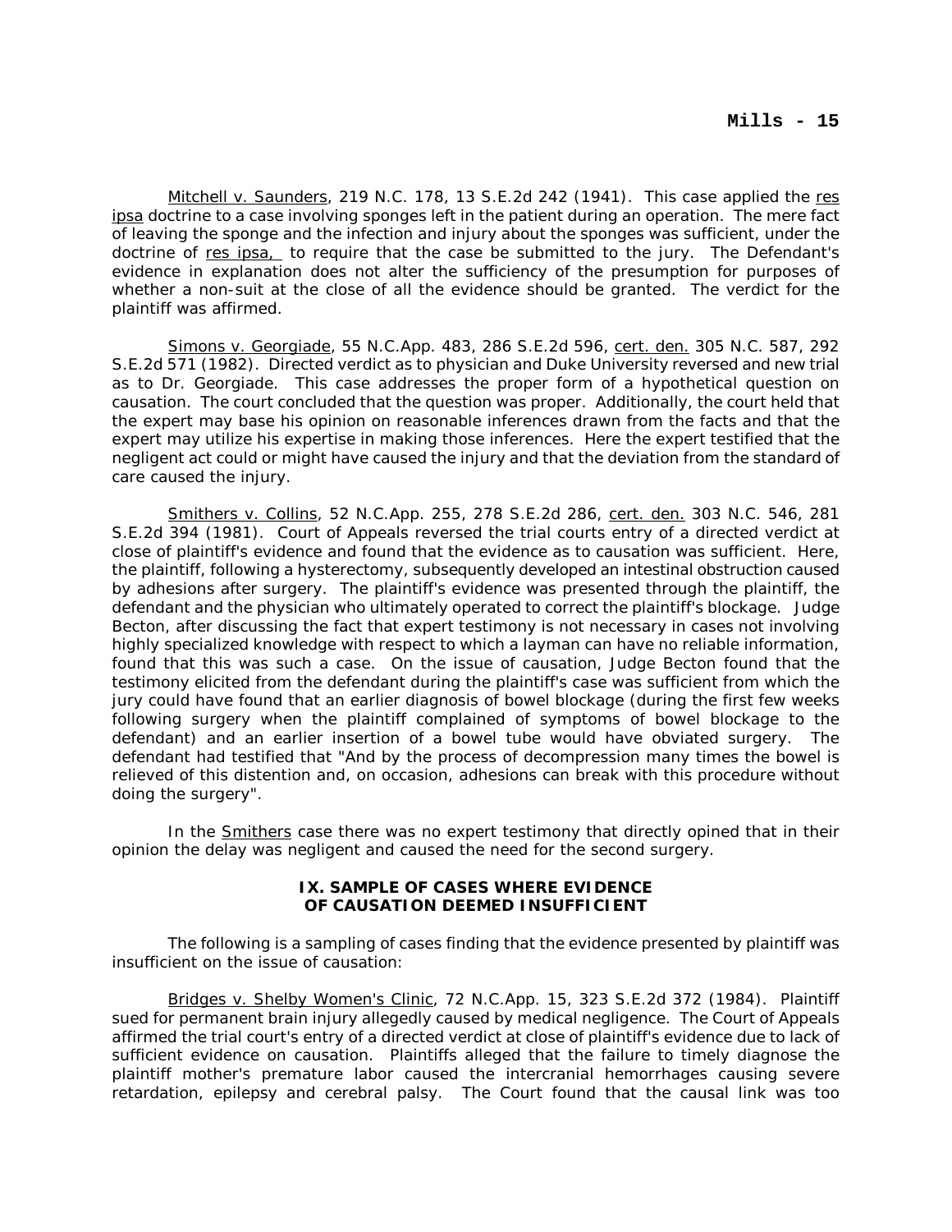Mitchell v. Saunders, 219 N.C. 178, 13 S.E.2d 242 (1941). This case applied the res ipsa doctrine to a case involving sponges left in the patient during an operation. The mere fact of leaving the sponge and the infection and injury about the sponges was sufficient, under the doctrine of res ipsa, to require that the case be submitted to the jury. The Defendant's evidence in explanation does not alter the sufficiency of the presumption for purposes of whether a non-suit at the close of all the evidence should be granted. The verdict for the plaintiff was affirmed.

Simons v. Georgiade, 55 N.C.App. 483, 286 S.E.2d 596, cert. den. 305 N.C. 587, 292 S.E.2d 571 (1982). Directed verdict as to physician and Duke University reversed and new trial as to Dr. Georgiade. This case addresses the proper form of a hypothetical question on causation. The court concluded that the question was proper. Additionally, the court held that the expert may base his opinion on reasonable inferences drawn from the facts and that the expert may utilize his expertise in making those inferences. Here the expert testified that the negligent act could or might have caused the injury and that the deviation from the standard of care caused the injury.

Smithers v. Collins, 52 N.C.App. 255, 278 S.E.2d 286, cert. den. 303 N.C. 546, 281 S.E.2d 394 (1981). Court of Appeals reversed the trial courts entry of a directed verdict at close of plaintiff's evidence and found that the evidence as to causation was sufficient. Here, the plaintiff, following a hysterectomy, subsequently developed an intestinal obstruction caused by adhesions after surgery. The plaintiff's evidence was presented through the plaintiff, the defendant and the physician who ultimately operated to correct the plaintiff's blockage. Judge Becton, after discussing the fact that expert testimony is not necessary in cases not involving highly specialized knowledge with respect to which a layman can have no reliable information, found that this was such a case. On the issue of causation, Judge Becton found that the testimony elicited from the defendant during the plaintiff's case was sufficient from which the jury could have found that an earlier diagnosis of bowel blockage (during the first few weeks following surgery when the plaintiff complained of symptoms of bowel blockage to the defendant) and an earlier insertion of a bowel tube would have obviated surgery. The defendant had testified that "And by the process of decompression many times the bowel is relieved of this distention and, on occasion, adhesions can break with this procedure without doing the surgery".

In the Smithers case there was no expert testimony that directly opined that in their opinion the delay was negligent and caused the need for the second surgery.

## IX. SAMPLE OF CASES WHERE EVIDENCE OF CAUSATION DEEMED INSUFFICIENT

The following is a sampling of cases finding that the evidence presented by plaintiff was insufficient on the issue of causation:

Bridges v. Shelby Women's Clinic, 72 N.C.App. 15, 323 S.E.2d 372 (1984). Plaintiff sued for permanent brain injury allegedly caused by medical negligence. The Court of Appeals affirmed the trial court's entry of a directed verdict at close of plaintiff's evidence due to lack of sufficient evidence on causation. Plaintiffs alleged that the failure to timely diagnose the plaintiff mother's premature labor caused the intercranial hemorrhages causing severe retardation, epilepsy and cerebral palsy. The Court found that the causal link was too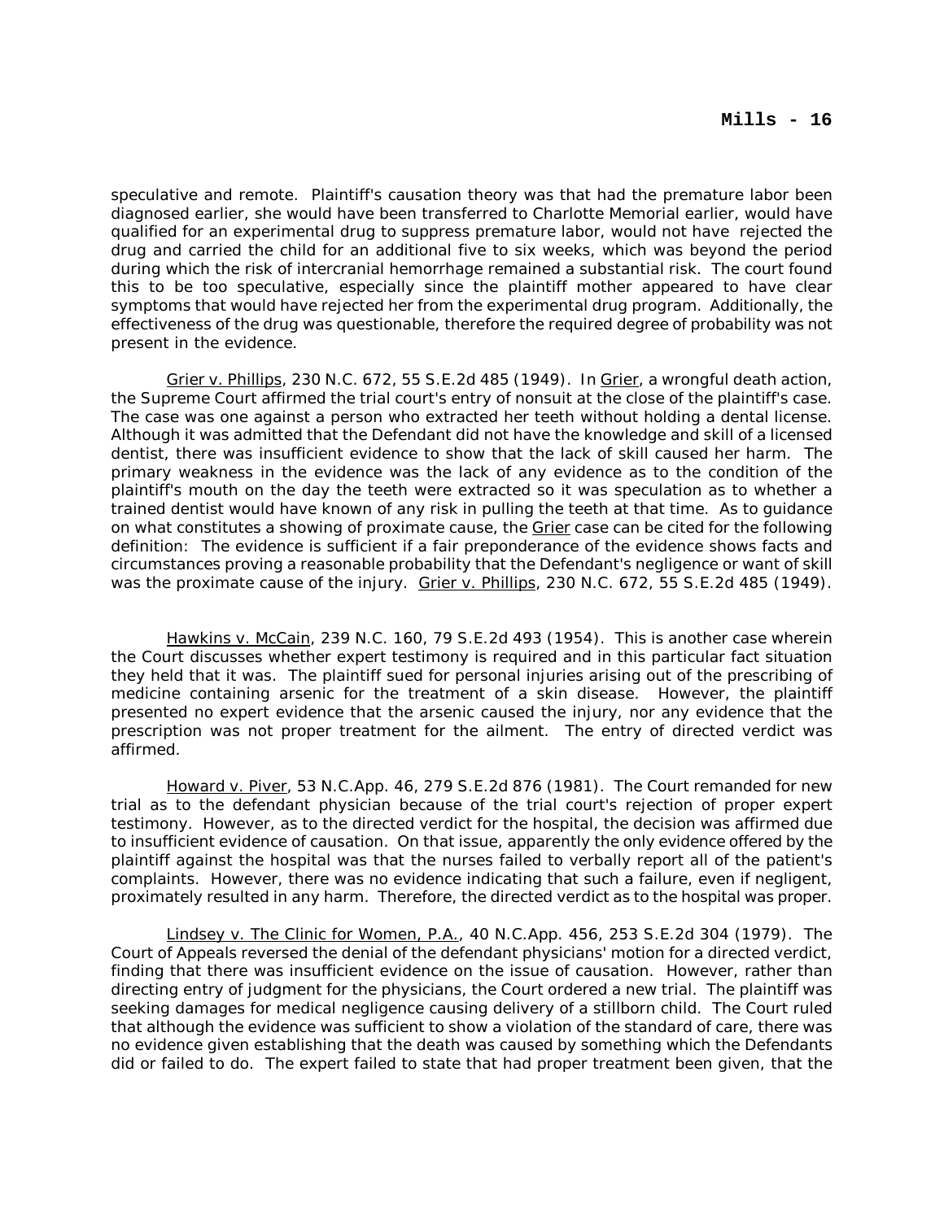speculative and remote. Plaintiff's causation theory was that had the premature labor been diagnosed earlier, she would have been transferred to Charlotte Memorial earlier, would have qualified for an experimental drug to suppress premature labor, would not have rejected the drug and carried the child for an additional five to six weeks, which was beyond the period during which the risk of intercranial hemorrhage remained a substantial risk. The court found this to be too speculative, especially since the plaintiff mother appeared to have clear symptoms that would have rejected her from the experimental drug program. Additionally, the effectiveness of the drug was questionable, therefore the required degree of probability was not present in the evidence.

Grier v. Phillips, 230 N.C. 672, 55 S.E.2d 485 (1949). In Grier, a wrongful death action, the Supreme Court affirmed the trial court's entry of nonsuit at the close of the plaintiff's case. The case was one against a person who extracted her teeth without holding a dental license. Although it was admitted that the Defendant did not have the knowledge and skill of a licensed dentist, there was insufficient evidence to show that the lack of skill caused her harm. The primary weakness in the evidence was the lack of any evidence as to the condition of the plaintiff's mouth on the day the teeth were extracted so it was speculation as to whether a trained dentist would have known of any risk in pulling the teeth at that time. As to guidance on what constitutes a showing of proximate cause, the Grier case can be cited for the following definition: The evidence is sufficient if a fair preponderance of the evidence shows facts and circumstances proving a reasonable probability that the Defendant's negligence or want of skill was the proximate cause of the injury. Grier v. Phillips, 230 N.C. 672, 55 S.E.2d 485 (1949).

Hawkins v. McCain, 239 N.C. 160, 79 S.E.2d 493 (1954). This is another case wherein the Court discusses whether expert testimony is required and in this particular fact situation they held that it was. The plaintiff sued for personal injuries arising out of the prescribing of medicine containing arsenic for the treatment of a skin disease. However, the plaintiff presented no expert evidence that the arsenic caused the injury, nor any evidence that the prescription was not proper treatment for the ailment. The entry of directed verdict was affirmed.

Howard v. Piver, 53 N.C.App. 46, 279 S.E.2d 876 (1981). The Court remanded for new trial as to the defendant physician because of the trial court's rejection of proper expert testimony. However, as to the directed verdict for the hospital, the decision was affirmed due to insufficient evidence of causation. On that issue, apparently the only evidence offered by the plaintiff against the hospital was that the nurses failed to verbally report all of the patient's complaints. However, there was no evidence indicating that such a failure, even if negligent, proximately resulted in any harm. Therefore, the directed verdict as to the hospital was proper.

Lindsey v. The Clinic for Women, P.A., 40 N.C.App. 456, 253 S.E.2d 304 (1979). The Court of Appeals reversed the denial of the defendant physicians' motion for a directed verdict, finding that there was insufficient evidence on the issue of causation. However, rather than directing entry of judgment for the physicians, the Court ordered a new trial. The plaintiff was seeking damages for medical negligence causing delivery of a stillborn child. The Court ruled that although the evidence was sufficient to show a violation of the standard of care, there was no evidence given establishing that the death was caused by something which the Defendants did or failed to do. The expert failed to state that had proper treatment been given, that the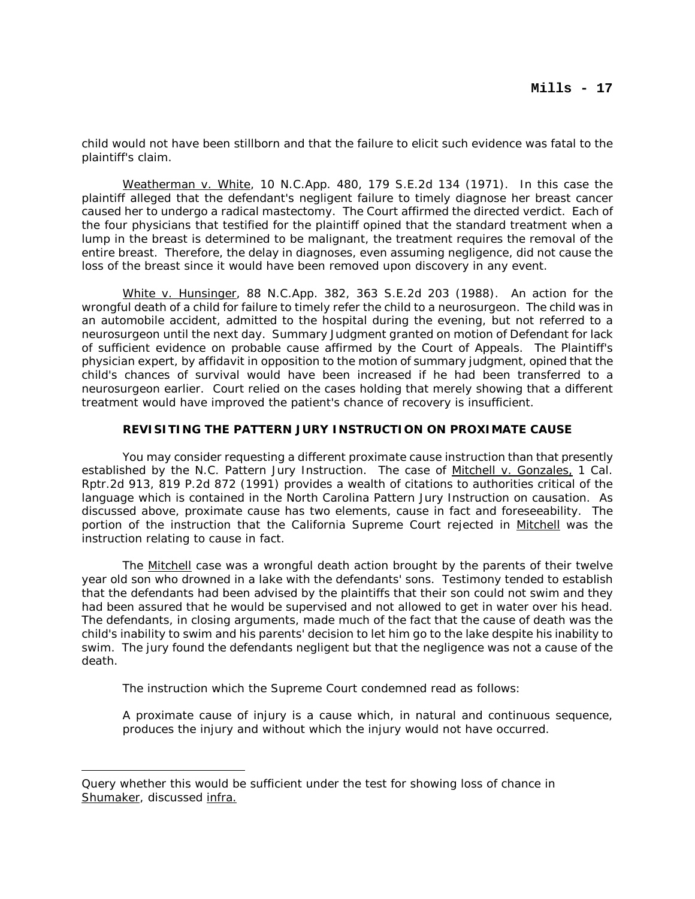child would not have been stillborn and that the failure to elicit such evidence was fatal to the plaintiff's claim.

Weatherman v. White, 10 N.C.App. 480, 179 S.E.2d 134 (1971). In this case the plaintiff alleged that the defendant's negligent failure to timely diagnose her breast cancer caused her to undergo a radical mastectomy. The Court affirmed the directed verdict. Each of the four physicians that testified for the plaintiff opined that the standard treatment when a lump in the breast is determined to be malignant, the treatment requires the removal of the entire breast. Therefore, the delay in diagnoses, even assuming negligence, did not cause the loss of the breast since it would have been removed upon discovery in any event.

White v. Hunsinger, 88 N.C.App. 382, 363 S.E.2d 203 (1988). An action for the wrongful death of a child for failure to timely refer the child to a neurosurgeon. The child was in an automobile accident, admitted to the hospital during the evening, but not referred to a neurosurgeon until the next day. Summary Judgment granted on motion of Defendant for lack of sufficient evidence on probable cause affirmed by the Court of Appeals. The Plaintiff's physician expert, by affidavit in opposition to the motion of summary judgment, opined that the child's chances of survival would have been increased if he had been transferred to a neurosurgeon earlier. Court relied on the cases holding that merely showing that a different treatment would have improved the patient's chance of recovery is insufficient.

### REVISITING THE PATTERN JURY INSTRUCTION ON PROXIMATE CAUSE

You may consider requesting a different proximate cause instruction than that presently established by the N.C. Pattern Jury Instruction. The case of Mitchell v. Gonzales, 1 Cal. Rptr.2d 913, 819 P.2d 872 (1991) provides a wealth of citations to authorities critical of the language which is contained in the North Carolina Pattern Jury Instruction on causation. As discussed above, proximate cause has two elements, cause in fact and foreseeability. The portion of the instruction that the California Supreme Court rejected in Mitchell was the instruction relating to cause in fact.

The Mitchell case was a wrongful death action brought by the parents of their twelve year old son who drowned in a lake with the defendants' sons. Testimony tended to establish that the defendants had been advised by the plaintiffs that their son could not swim and they had been assured that he would be supervised and not allowed to get in water over his head. The defendants, in closing arguments, made much of the fact that the cause of death was the child's inability to swim and his parents' decision to let him go to the lake despite his inability to swim. The jury found the defendants negligent but that the negligence was not a cause of the death.

The instruction which the Supreme Court condemned read as follows:

> A proximate cause of injury is a cause which, in natural and continuous sequence, produces the injury and without which the injury would not have occurred.

---

Query whether this would be sufficient under the test for showing loss of chance in Shumaker, discussed infra.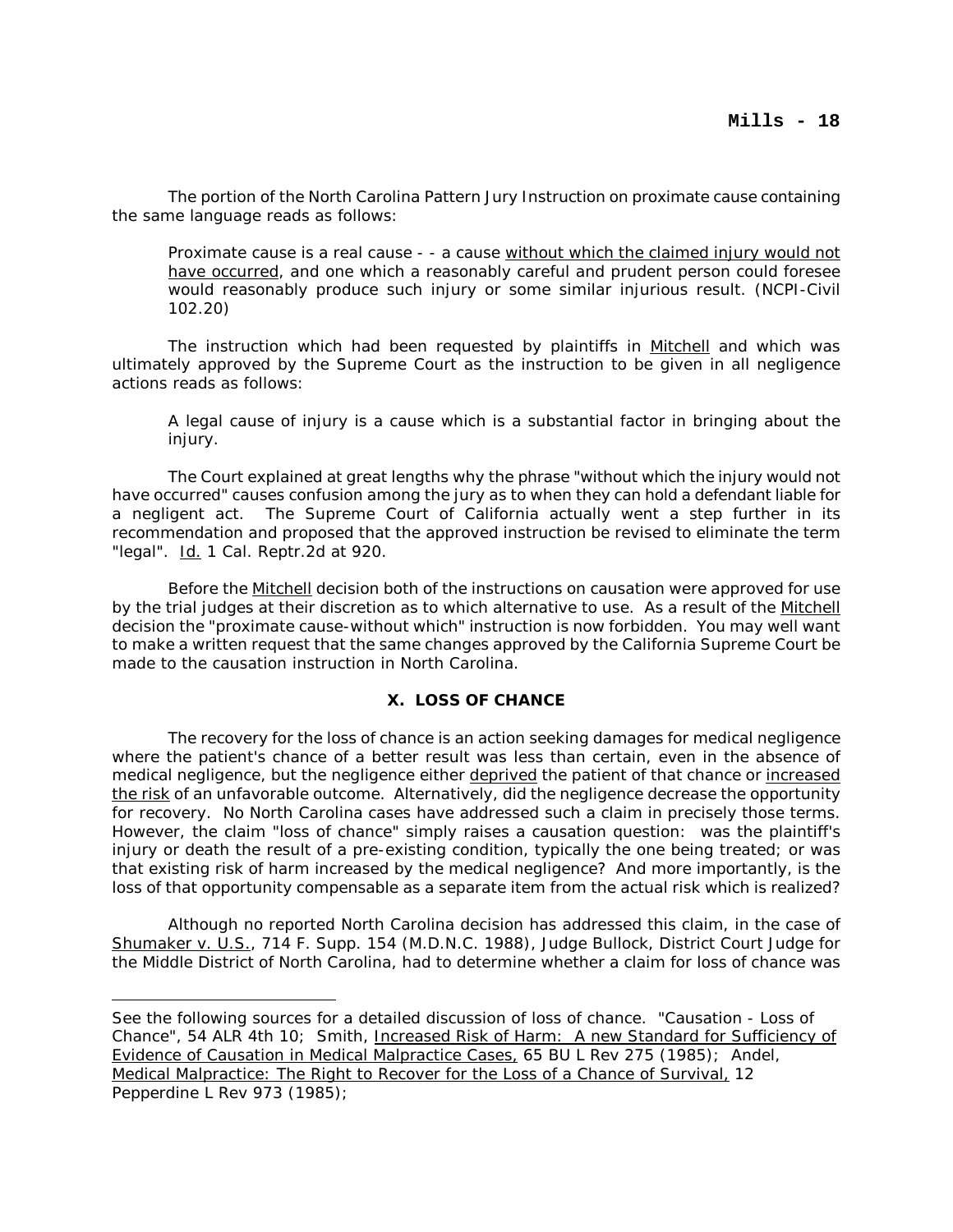The portion of the North Carolina Pattern Jury Instruction on proximate cause containing the same language reads as follows:

> Proximate cause is a real cause - - a cause <u>without which the claimed injury would not have occurred</u>, and one which a reasonably careful and prudent person could foresee would reasonably produce such injury or some similar injurious result. (NCPI-Civil 102.20)

The instruction which had been requested by plaintiffs in <u>Mitchell</u> and which was ultimately approved by the Supreme Court as the instruction to be given in all negligence actions reads as follows:

> A legal cause of injury is a cause which is a substantial factor in bringing about the injury.

The Court explained at great lengths why the phrase "without which the injury would not have occurred" causes confusion among the jury as to when they can hold a defendant liable for a negligent act. The Supreme Court of California actually went a step further in its recommendation and proposed that the approved instruction be revised to eliminate the term "legal". <u>Id.</u> 1 Cal. Reptr.2d at 920.

Before the <u>Mitchell</u> decision both of the instructions on causation were approved for use by the trial judges at their discretion as to which alternative to use. As a result of the <u>Mitchell</u> decision the "proximate cause-without which" instruction is now forbidden. You may well want to make a written request that the same changes approved by the California Supreme Court be made to the causation instruction in North Carolina.

## X. LOSS OF CHANCE

The recovery for the loss of chance is an action seeking damages for medical negligence where the patient's chance of a better result was less than certain, even in the absence of medical negligence, but the negligence either <u>deprived</u> the patient of that chance or <u>increased the risk</u> of an unfavorable outcome. Alternatively, did the negligence decrease the opportunity for recovery. No North Carolina cases have addressed such a claim in precisely those terms. However, the claim "loss of chance" simply raises a causation question: was the plaintiff's injury or death the result of a pre-existing condition, typically the one being treated; or was that existing risk of harm increased by the medical negligence? And more importantly, is the loss of that opportunity compensable as a separate item from the actual risk which is realized?

Although no reported North Carolina decision has addressed this claim, in the case of <u>Shumaker v. U.S.</u>, 714 F. Supp. 154 (M.D.N.C. 1988), Judge Bullock, District Court Judge for the Middle District of North Carolina, had to determine whether a claim for loss of chance was

---

See the following sources for a detailed discussion of loss of chance. "Causation - Loss of Chance", 54 ALR 4th 10; Smith, <u>Increased Risk of Harm: A new Standard for Sufficiency of Evidence of Causation in Medical Malpractice Cases,</u> 65 BU L Rev 275 (1985); Andel, <u>Medical Malpractice: The Right to Recover for the Loss of a Chance of Survival,</u> 12 Pepperdine L Rev 973 (1985);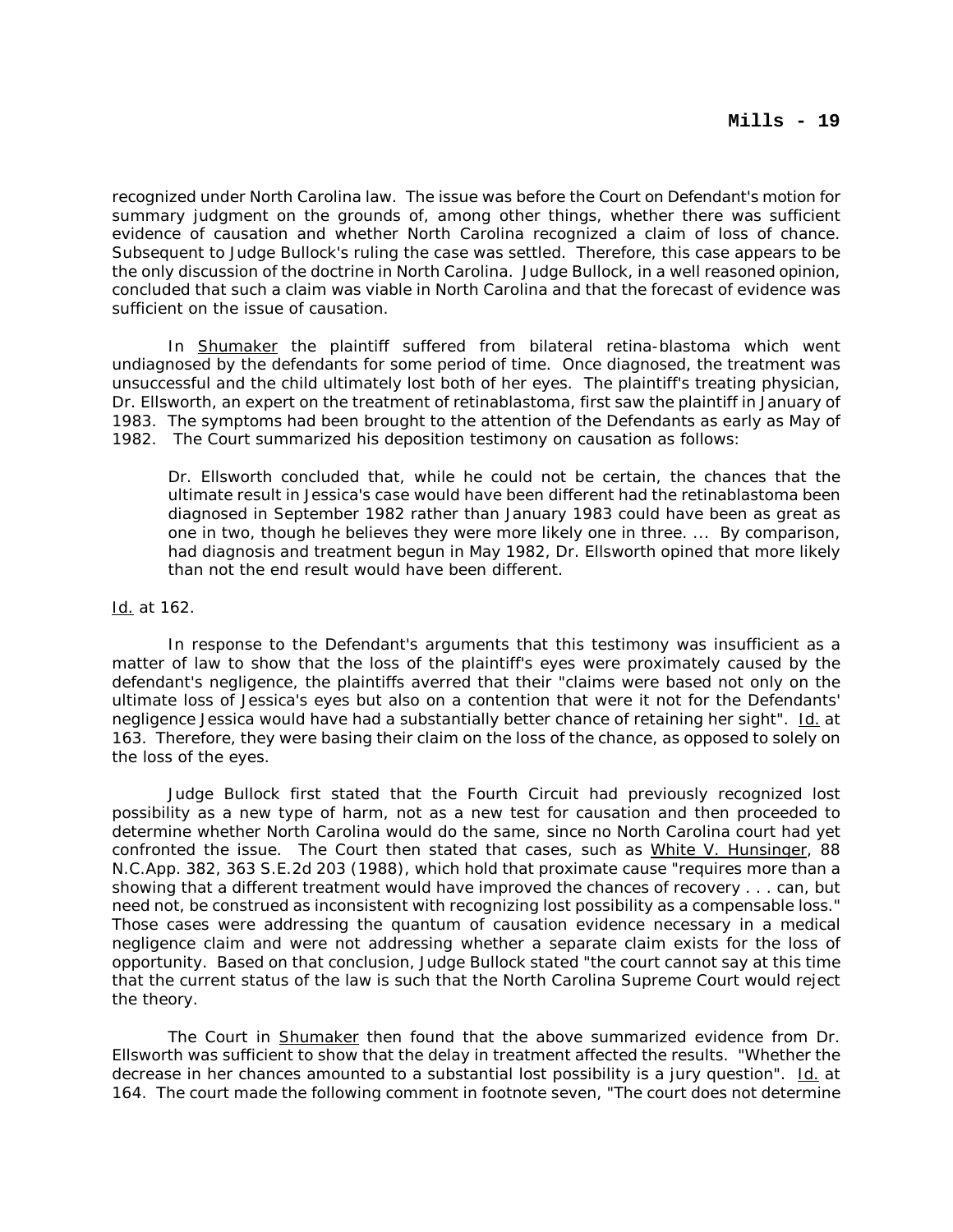recognized under North Carolina law. The issue was before the Court on Defendant's motion for summary judgment on the grounds of, among other things, whether there was sufficient evidence of causation and whether North Carolina recognized a claim of loss of chance. Subsequent to Judge Bullock's ruling the case was settled. Therefore, this case appears to be the only discussion of the doctrine in North Carolina. Judge Bullock, in a well reasoned opinion, concluded that such a claim was viable in North Carolina and that the forecast of evidence was sufficient on the issue of causation.

In Shumaker the plaintiff suffered from bilateral retina-blastoma which went undiagnosed by the defendants for some period of time. Once diagnosed, the treatment was unsuccessful and the child ultimately lost both of her eyes. The plaintiff's treating physician, Dr. Ellsworth, an expert on the treatment of retinablastoma, first saw the plaintiff in January of 1983. The symptoms had been brought to the attention of the Defendants as early as May of 1982. The Court summarized his deposition testimony on causation as follows:

> Dr. Ellsworth concluded that, while he could not be certain, the chances that the ultimate result in Jessica's case would have been different had the retinablastoma been diagnosed in September 1982 rather than January 1983 could have been as great as one in two, though he believes they were more likely one in three. ... By comparison, had diagnosis and treatment begun in May 1982, Dr. Ellsworth opined that more likely than not the end result would have been different.

Id. at 162.

In response to the Defendant's arguments that this testimony was insufficient as a matter of law to show that the loss of the plaintiff's eyes were proximately caused by the defendant's negligence, the plaintiffs averred that their "claims were based not only on the ultimate loss of Jessica's eyes but also on a contention that were it not for the Defendants' negligence Jessica would have had a substantially better chance of retaining her sight". Id. at 163. Therefore, they were basing their claim on the loss of the chance, as opposed to solely on the loss of the eyes.

Judge Bullock first stated that the Fourth Circuit had previously recognized lost possibility as a new type of harm, not as a new test for causation and then proceeded to determine whether North Carolina would do the same, since no North Carolina court had yet confronted the issue. The Court then stated that cases, such as White V. Hunsinger, 88 N.C.App. 382, 363 S.E.2d 203 (1988), which hold that proximate cause "requires more than a showing that a different treatment would have improved the chances of recovery . . . can, but need not, be construed as inconsistent with recognizing lost possibility as a compensable loss." Those cases were addressing the quantum of causation evidence necessary in a medical negligence claim and were not addressing whether a separate claim exists for the loss of opportunity. Based on that conclusion, Judge Bullock stated "the court cannot say at this time that the current status of the law is such that the North Carolina Supreme Court would reject the theory.

The Court in Shumaker then found that the above summarized evidence from Dr. Ellsworth was sufficient to show that the delay in treatment affected the results. "Whether the decrease in her chances amounted to a substantial lost possibility is a jury question". Id. at 164. The court made the following comment in footnote seven, "The court does not determine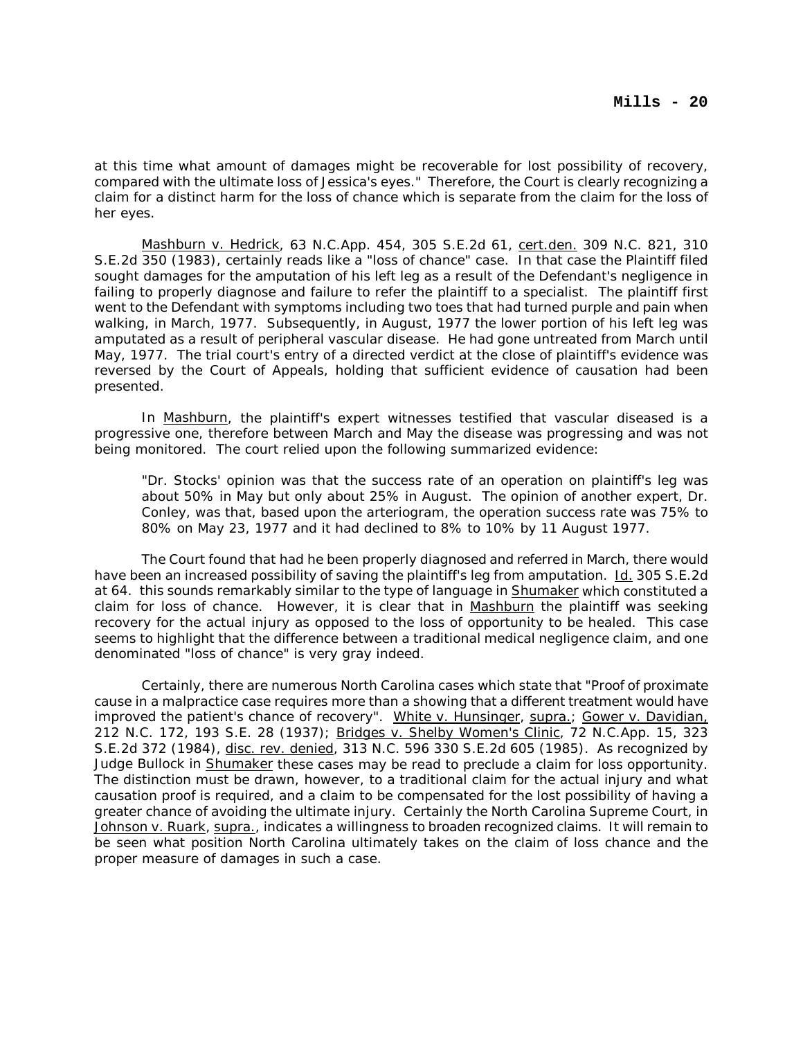at this time what amount of damages might be recoverable for lost possibility of recovery, compared with the ultimate loss of Jessica's eyes." Therefore, the Court is clearly recognizing a claim for a distinct harm for the loss of chance which is separate from the claim for the loss of her eyes.

Mashburn v. Hedrick, 63 N.C.App. 454, 305 S.E.2d 61, cert.den. 309 N.C. 821, 310 S.E.2d 350 (1983), certainly reads like a "loss of chance" case. In that case the Plaintiff filed sought damages for the amputation of his left leg as a result of the Defendant's negligence in failing to properly diagnose and failure to refer the plaintiff to a specialist. The plaintiff first went to the Defendant with symptoms including two toes that had turned purple and pain when walking, in March, 1977. Subsequently, in August, 1977 the lower portion of his left leg was amputated as a result of peripheral vascular disease. He had gone untreated from March until May, 1977. The trial court's entry of a directed verdict at the close of plaintiff's evidence was reversed by the Court of Appeals, holding that sufficient evidence of causation had been presented.

In Mashburn, the plaintiff's expert witnesses testified that vascular diseased is a progressive one, therefore between March and May the disease was progressing and was not being monitored. The court relied upon the following summarized evidence:

> "Dr. Stocks' opinion was that the success rate of an operation on plaintiff's leg was about 50% in May but only about 25% in August. The opinion of another expert, Dr. Conley, was that, based upon the arteriogram, the operation success rate was 75% to 80% on May 23, 1977 and it had declined to 8% to 10% by 11 August 1977.

The Court found that had he been properly diagnosed and referred in March, there would have been an increased possibility of saving the plaintiff's leg from amputation. Id. 305 S.E.2d at 64. this sounds remarkably similar to the type of language in Shumaker which constituted a claim for loss of chance. However, it is clear that in Mashburn the plaintiff was seeking recovery for the actual injury as opposed to the loss of opportunity to be healed. This case seems to highlight that the difference between a traditional medical negligence claim, and one denominated "loss of chance" is very gray indeed.

Certainly, there are numerous North Carolina cases which state that "Proof of proximate cause in a malpractice case requires more than a showing that a different treatment would have improved the patient's chance of recovery". White v. Hunsinger, supra.; Gower v. Davidian, 212 N.C. 172, 193 S.E. 28 (1937); Bridges v. Shelby Women's Clinic, 72 N.C.App. 15, 323 S.E.2d 372 (1984), disc. rev. denied, 313 N.C. 596 330 S.E.2d 605 (1985). As recognized by Judge Bullock in Shumaker these cases may be read to preclude a claim for loss opportunity. The distinction must be drawn, however, to a traditional claim for the actual injury and what causation proof is required, and a claim to be compensated for the lost possibility of having a greater chance of avoiding the ultimate injury. Certainly the North Carolina Supreme Court, in Johnson v. Ruark, supra., indicates a willingness to broaden recognized claims. It will remain to be seen what position North Carolina ultimately takes on the claim of loss chance and the proper measure of damages in such a case.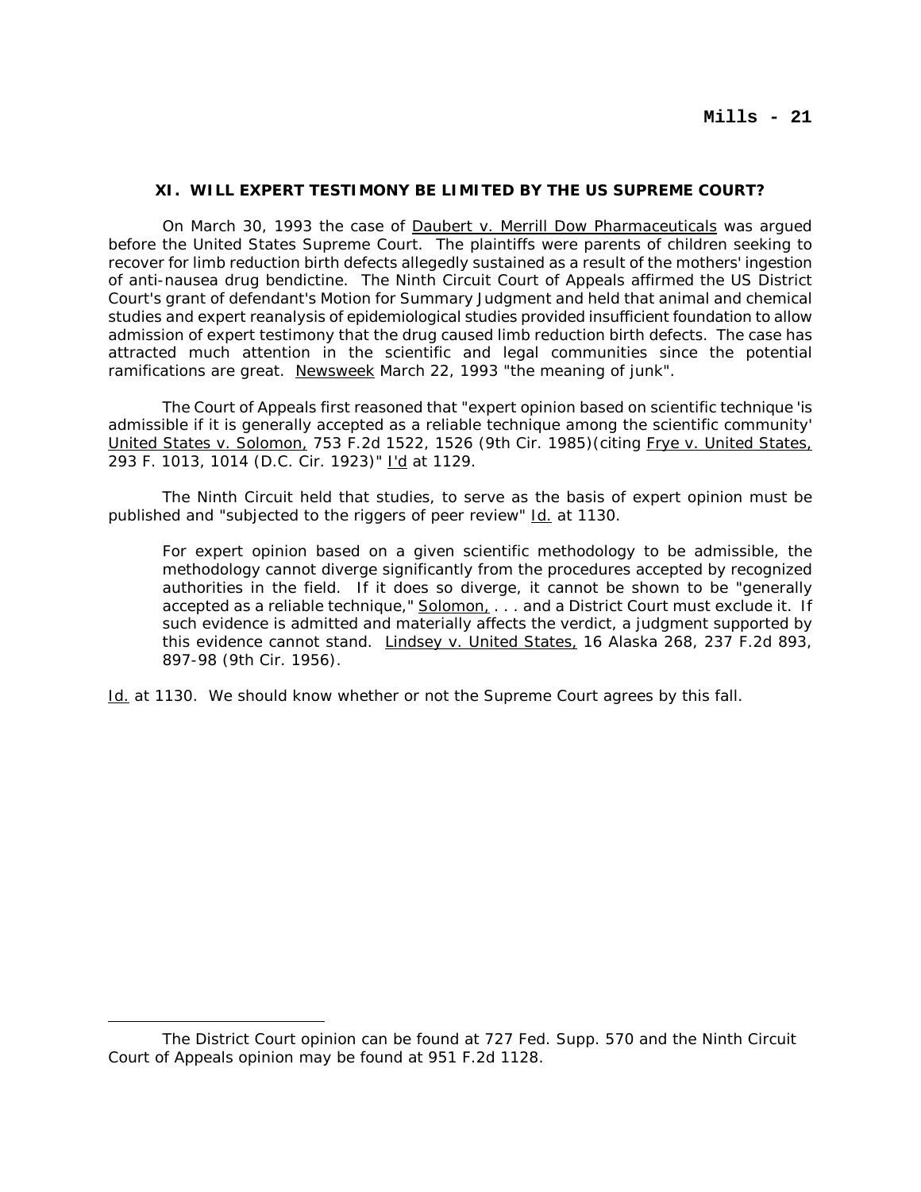### XI. WILL EXPERT TESTIMONY BE LIMITED BY THE US SUPREME COURT?

On March 30, 1993 the case of Daubert v. Merrill Dow Pharmaceuticals was argued before the United States Supreme Court. The plaintiffs were parents of children seeking to recover for limb reduction birth defects allegedly sustained as a result of the mothers' ingestion of anti-nausea drug bendictine. The Ninth Circuit Court of Appeals affirmed the US District Court's grant of defendant's Motion for Summary Judgment and held that animal and chemical studies and expert reanalysis of epidemiological studies provided insufficient foundation to allow admission of expert testimony that the drug caused limb reduction birth defects. The case has attracted much attention in the scientific and legal communities since the potential ramifications are great. Newsweek March 22, 1993 "the meaning of junk".

The Court of Appeals first reasoned that "expert opinion based on scientific technique 'is admissible if it is generally accepted as a reliable technique among the scientific community' United States v. Solomon, 753 F.2d 1522, 1526 (9th Cir. 1985)(citing Frye v. United States, 293 F. 1013, 1014 (D.C. Cir. 1923)" I'd at 1129.

The Ninth Circuit held that studies, to serve as the basis of expert opinion must be published and "subjected to the riggers of peer review" Id. at 1130.

> For expert opinion based on a given scientific methodology to be admissible, the methodology cannot diverge significantly from the procedures accepted by recognized authorities in the field. If it does so diverge, it cannot be shown to be "generally accepted as a reliable technique," Solomon, . . . and a District Court must exclude it. If such evidence is admitted and materially affects the verdict, a judgment supported by this evidence cannot stand. Lindsey v. United States, 16 Alaska 268, 237 F.2d 893, 897-98 (9th Cir. 1956).

Id. at 1130. We should know whether or not the Supreme Court agrees by this fall.

---

The District Court opinion can be found at 727 Fed. Supp. 570 and the Ninth Circuit Court of Appeals opinion may be found at 951 F.2d 1128.